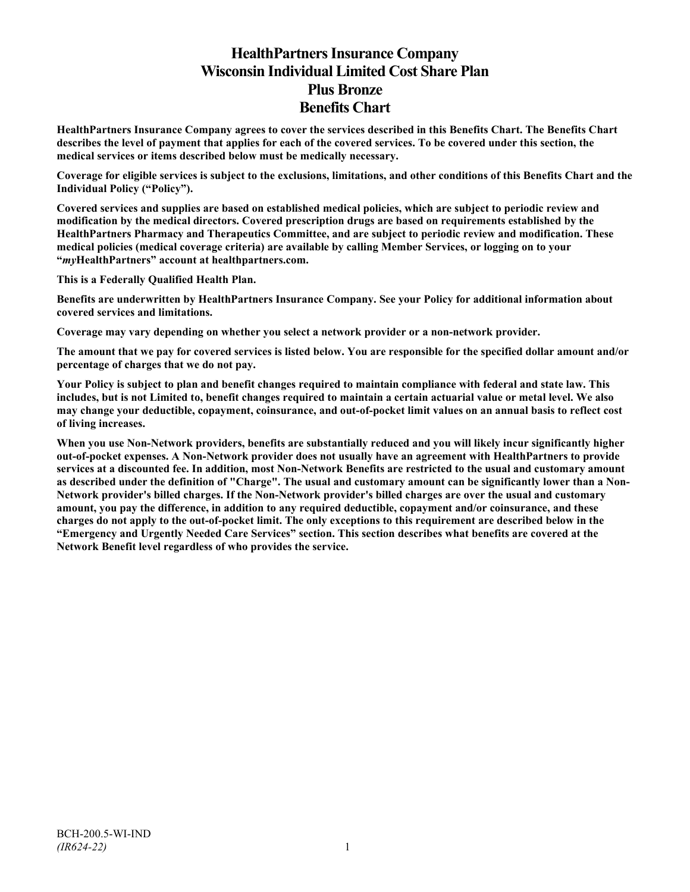# HealthPartners Insurance Company
# Wisconsin Individual Limited Cost Share Plan
# Plus Bronze
# Benefits Chart

**HealthPartners Insurance Company agrees to cover the services described in this Benefits Chart. The Benefits Chart describes the level of payment that applies for each of the covered services. To be covered under this section, the medical services or items described below must be medically necessary.**

**Coverage for eligible services is subject to the exclusions, limitations, and other conditions of this Benefits Chart and the Individual Policy ("Policy").**

**Covered services and supplies are based on established medical policies, which are subject to periodic review and modification by the medical directors. Covered prescription drugs are based on requirements established by the HealthPartners Pharmacy and Therapeutics Committee, and are subject to periodic review and modification. These medical policies (medical coverage criteria) are available by calling Member Services, or logging on to your "*my*HealthPartners" account at healthpartners.com.**

**This is a Federally Qualified Health Plan.**

**Benefits are underwritten by HealthPartners Insurance Company. See your Policy for additional information about covered services and limitations.**

**Coverage may vary depending on whether you select a network provider or a non-network provider.**

**The amount that we pay for covered services is listed below. You are responsible for the specified dollar amount and/or percentage of charges that we do not pay.**

**Your Policy is subject to plan and benefit changes required to maintain compliance with federal and state law. This includes, but is not Limited to, benefit changes required to maintain a certain actuarial value or metal level. We also may change your deductible, copayment, coinsurance, and out-of-pocket limit values on an annual basis to reflect cost of living increases.**

**When you use Non-Network providers, benefits are substantially reduced and you will likely incur significantly higher out-of-pocket expenses. A Non-Network provider does not usually have an agreement with HealthPartners to provide services at a discounted fee. In addition, most Non-Network Benefits are restricted to the usual and customary amount as described under the definition of "Charge". The usual and customary amount can be significantly lower than a Non-Network provider's billed charges. If the Non-Network provider's billed charges are over the usual and customary amount, you pay the difference, in addition to any required deductible, copayment and/or coinsurance, and these charges do not apply to the out-of-pocket limit. The only exceptions to this requirement are described below in the "Emergency and Urgently Needed Care Services" section. This section describes what benefits are covered at the Network Benefit level regardless of who provides the service.**

BCH-200.5-WI-IND
*(IR624-22)*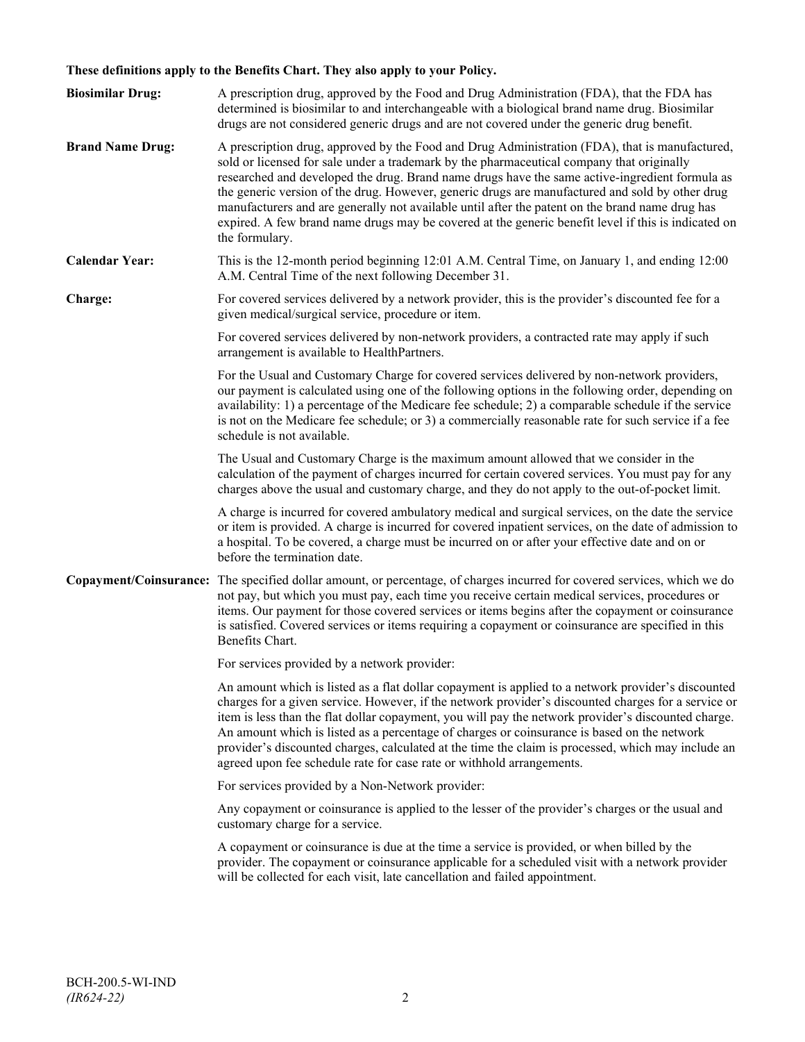**These definitions apply to the Benefits Chart. They also apply to your Policy.**

**Biosimilar Drug:** A prescription drug, approved by the Food and Drug Administration (FDA), that the FDA has determined is biosimilar to and interchangeable with a biological brand name drug. Biosimilar drugs are not considered generic drugs and are not covered under the generic drug benefit.

**Brand Name Drug:** A prescription drug, approved by the Food and Drug Administration (FDA), that is manufactured, sold or licensed for sale under a trademark by the pharmaceutical company that originally researched and developed the drug. Brand name drugs have the same active-ingredient formula as the generic version of the drug. However, generic drugs are manufactured and sold by other drug manufacturers and are generally not available until after the patent on the brand name drug has expired. A few brand name drugs may be covered at the generic benefit level if this is indicated on the formulary.

**Calendar Year:** This is the 12-month period beginning 12:01 A.M. Central Time, on January 1, and ending 12:00 A.M. Central Time of the next following December 31.

**Charge:** For covered services delivered by a network provider, this is the provider's discounted fee for a given medical/surgical service, procedure or item.

For covered services delivered by non-network providers, a contracted rate may apply if such arrangement is available to HealthPartners.

For the Usual and Customary Charge for covered services delivered by non-network providers, our payment is calculated using one of the following options in the following order, depending on availability: 1) a percentage of the Medicare fee schedule; 2) a comparable schedule if the service is not on the Medicare fee schedule; or 3) a commercially reasonable rate for such service if a fee schedule is not available.

The Usual and Customary Charge is the maximum amount allowed that we consider in the calculation of the payment of charges incurred for certain covered services. You must pay for any charges above the usual and customary charge, and they do not apply to the out-of-pocket limit.

A charge is incurred for covered ambulatory medical and surgical services, on the date the service or item is provided. A charge is incurred for covered inpatient services, on the date of admission to a hospital. To be covered, a charge must be incurred on or after your effective date and on or before the termination date.

**Copayment/Coinsurance:** The specified dollar amount, or percentage, of charges incurred for covered services, which we do not pay, but which you must pay, each time you receive certain medical services, procedures or items. Our payment for those covered services or items begins after the copayment or coinsurance is satisfied. Covered services or items requiring a copayment or coinsurance are specified in this Benefits Chart.

For services provided by a network provider:

An amount which is listed as a flat dollar copayment is applied to a network provider's discounted charges for a given service. However, if the network provider's discounted charges for a service or item is less than the flat dollar copayment, you will pay the network provider's discounted charge. An amount which is listed as a percentage of charges or coinsurance is based on the network provider's discounted charges, calculated at the time the claim is processed, which may include an agreed upon fee schedule rate for case rate or withhold arrangements.

For services provided by a Non-Network provider:

Any copayment or coinsurance is applied to the lesser of the provider's charges or the usual and customary charge for a service.

A copayment or coinsurance is due at the time a service is provided, or when billed by the provider. The copayment or coinsurance applicable for a scheduled visit with a network provider will be collected for each visit, late cancellation and failed appointment.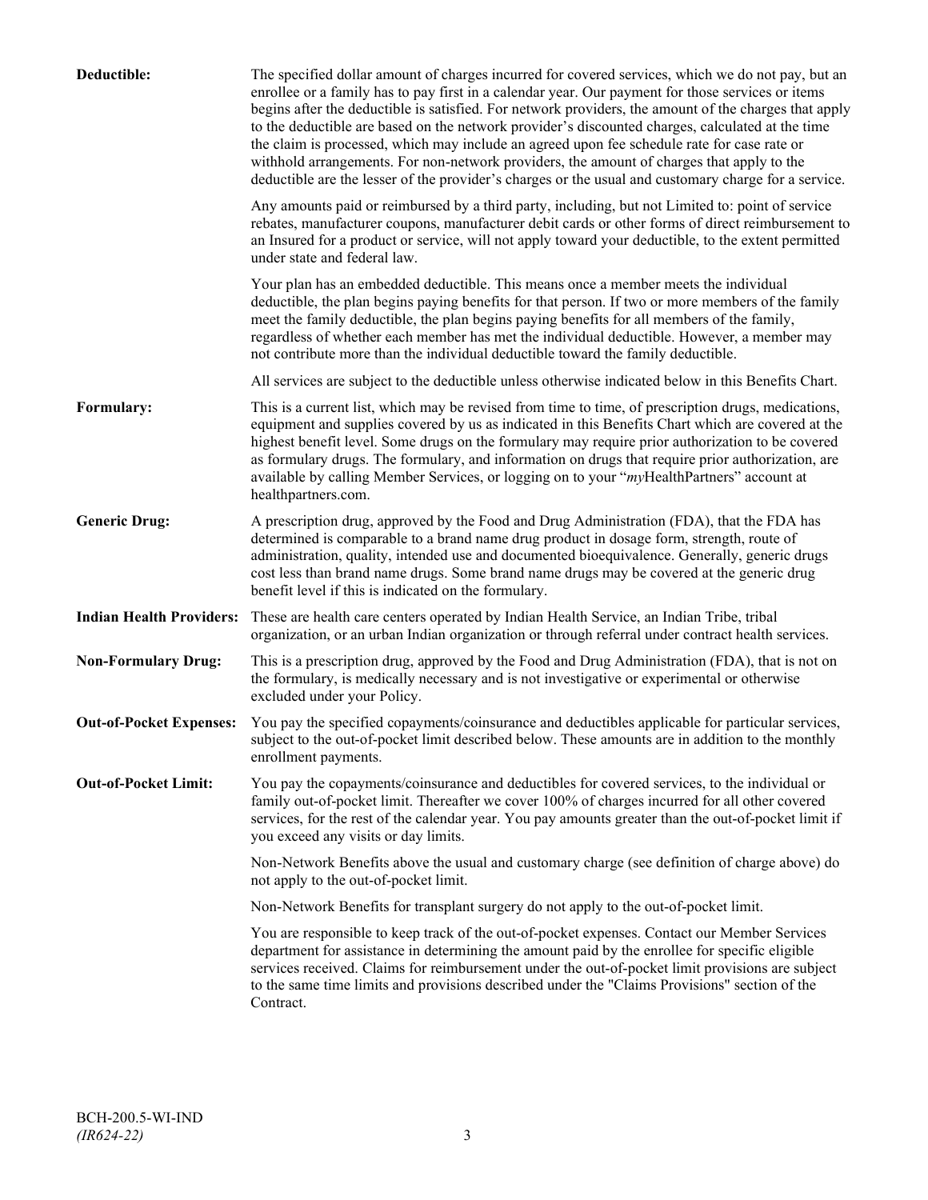**Deductible:** The specified dollar amount of charges incurred for covered services, which we do not pay, but an enrollee or a family has to pay first in a calendar year. Our payment for those services or items begins after the deductible is satisfied. For network providers, the amount of the charges that apply to the deductible are based on the network provider's discounted charges, calculated at the time the claim is processed, which may include an agreed upon fee schedule rate for case rate or withhold arrangements. For non-network providers, the amount of charges that apply to the deductible are the lesser of the provider's charges or the usual and customary charge for a service.

Any amounts paid or reimbursed by a third party, including, but not Limited to: point of service rebates, manufacturer coupons, manufacturer debit cards or other forms of direct reimbursement to an Insured for a product or service, will not apply toward your deductible, to the extent permitted under state and federal law.

Your plan has an embedded deductible. This means once a member meets the individual deductible, the plan begins paying benefits for that person. If two or more members of the family meet the family deductible, the plan begins paying benefits for all members of the family, regardless of whether each member has met the individual deductible. However, a member may not contribute more than the individual deductible toward the family deductible.

All services are subject to the deductible unless otherwise indicated below in this Benefits Chart.

**Formulary:** This is a current list, which may be revised from time to time, of prescription drugs, medications, equipment and supplies covered by us as indicated in this Benefits Chart which are covered at the highest benefit level. Some drugs on the formulary may require prior authorization to be covered as formulary drugs. The formulary, and information on drugs that require prior authorization, are available by calling Member Services, or logging on to your "*my*HealthPartners" account at healthpartners.com.

**Generic Drug:** A prescription drug, approved by the Food and Drug Administration (FDA), that the FDA has determined is comparable to a brand name drug product in dosage form, strength, route of administration, quality, intended use and documented bioequivalence. Generally, generic drugs cost less than brand name drugs. Some brand name drugs may be covered at the generic drug benefit level if this is indicated on the formulary.

**Indian Health Providers:** These are health care centers operated by Indian Health Service, an Indian Tribe, tribal organization, or an urban Indian organization or through referral under contract health services.

**Non-Formulary Drug:** This is a prescription drug, approved by the Food and Drug Administration (FDA), that is not on the formulary, is medically necessary and is not investigative or experimental or otherwise excluded under your Policy.

**Out-of-Pocket Expenses:** You pay the specified copayments/coinsurance and deductibles applicable for particular services, subject to the out-of-pocket limit described below. These amounts are in addition to the monthly enrollment payments.

**Out-of-Pocket Limit:** You pay the copayments/coinsurance and deductibles for covered services, to the individual or family out-of-pocket limit. Thereafter we cover 100% of charges incurred for all other covered services, for the rest of the calendar year. You pay amounts greater than the out-of-pocket limit if you exceed any visits or day limits.

Non-Network Benefits above the usual and customary charge (see definition of charge above) do not apply to the out-of-pocket limit.

Non-Network Benefits for transplant surgery do not apply to the out-of-pocket limit.

You are responsible to keep track of the out-of-pocket expenses. Contact our Member Services department for assistance in determining the amount paid by the enrollee for specific eligible services received. Claims for reimbursement under the out-of-pocket limit provisions are subject to the same time limits and provisions described under the "Claims Provisions" section of the Contract.

BCH-200.5-WI-IND
*(IR624-22)*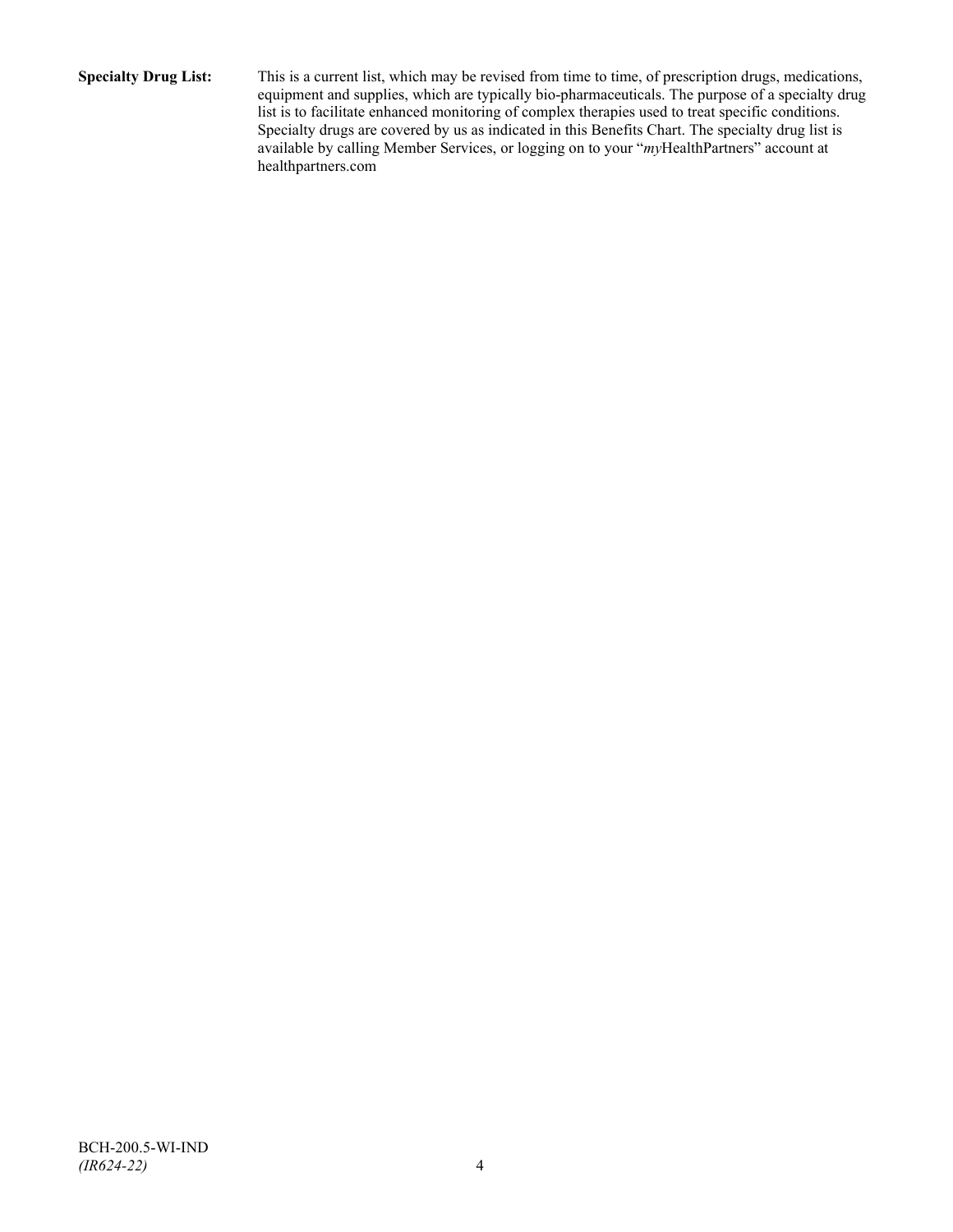**Specialty Drug List:** This is a current list, which may be revised from time to time, of prescription drugs, medications, equipment and supplies, which are typically bio-pharmaceuticals. The purpose of a specialty drug list is to facilitate enhanced monitoring of complex therapies used to treat specific conditions. Specialty drugs are covered by us as indicated in this Benefits Chart. The specialty drug list is available by calling Member Services, or logging on to your "*my*HealthPartners" account at healthpartners.com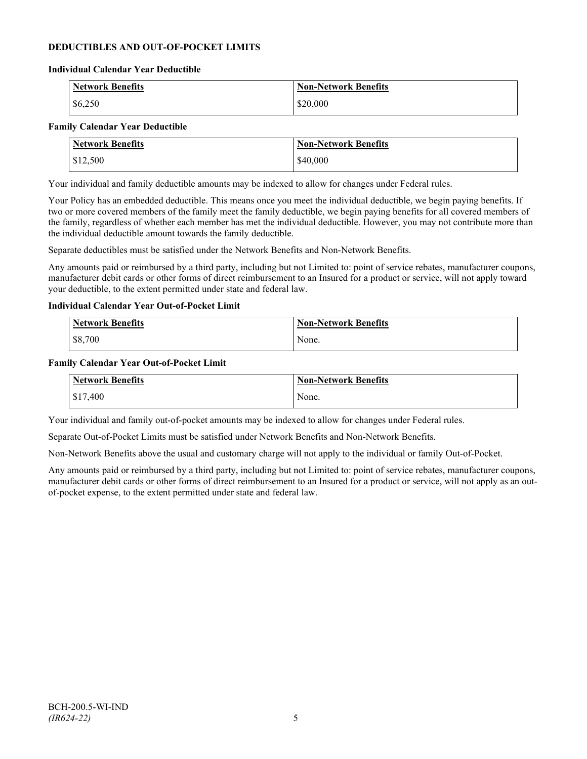## DEDUCTIBLES AND OUT-OF-POCKET LIMITS

### Individual Calendar Year Deductible

| Network Benefits | Non-Network Benefits |
| --- | --- |
| $6,250 | $20,000 |

### Family Calendar Year Deductible

| Network Benefits | Non-Network Benefits |
| --- | --- |
| $12,500 | $40,000 |

Your individual and family deductible amounts may be indexed to allow for changes under Federal rules.

Your Policy has an embedded deductible. This means once you meet the individual deductible, we begin paying benefits. If two or more covered members of the family meet the family deductible, we begin paying benefits for all covered members of the family, regardless of whether each member has met the individual deductible. However, you may not contribute more than the individual deductible amount towards the family deductible.

Separate deductibles must be satisfied under the Network Benefits and Non-Network Benefits.

Any amounts paid or reimbursed by a third party, including but not Limited to: point of service rebates, manufacturer coupons, manufacturer debit cards or other forms of direct reimbursement to an Insured for a product or service, will not apply toward your deductible, to the extent permitted under state and federal law.

### Individual Calendar Year Out-of-Pocket Limit

| Network Benefits | Non-Network Benefits |
| --- | --- |
| $8,700 | None. |

### Family Calendar Year Out-of-Pocket Limit

| Network Benefits | Non-Network Benefits |
| --- | --- |
| $17,400 | None. |

Your individual and family out-of-pocket amounts may be indexed to allow for changes under Federal rules.

Separate Out-of-Pocket Limits must be satisfied under Network Benefits and Non-Network Benefits.

Non-Network Benefits above the usual and customary charge will not apply to the individual or family Out-of-Pocket.

Any amounts paid or reimbursed by a third party, including but not Limited to: point of service rebates, manufacturer coupons, manufacturer debit cards or other forms of direct reimbursement to an Insured for a product or service, will not apply as an out-of-pocket expense, to the extent permitted under state and federal law.

BCH-200.5-WI-IND
*(IR624-22)*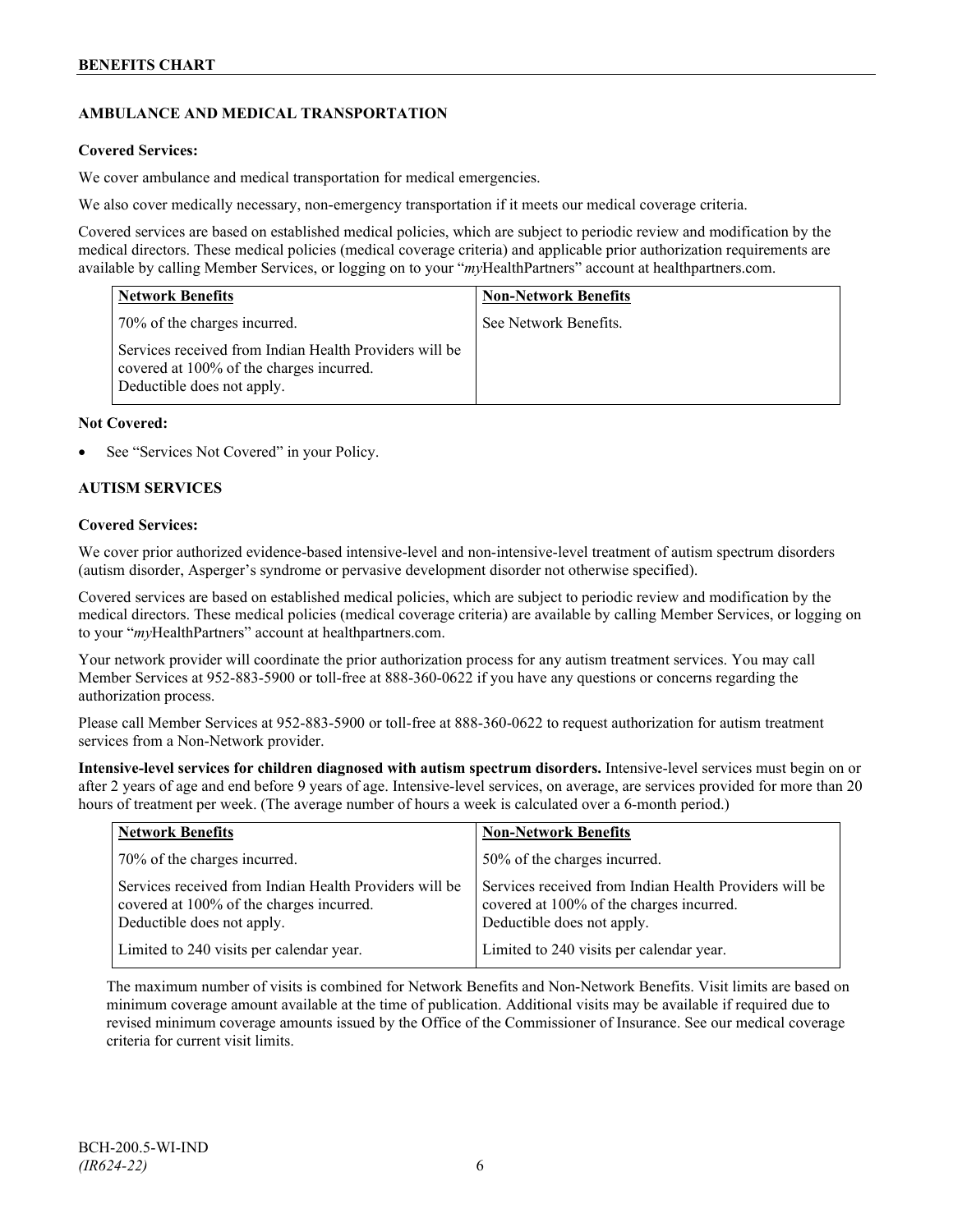## AMBULANCE AND MEDICAL TRANSPORTATION

**Covered Services:**

We cover ambulance and medical transportation for medical emergencies.

We also cover medically necessary, non-emergency transportation if it meets our medical coverage criteria.

Covered services are based on established medical policies, which are subject to periodic review and modification by the medical directors. These medical policies (medical coverage criteria) and applicable prior authorization requirements are available by calling Member Services, or logging on to your "*my*HealthPartners" account at healthpartners.com.

| Network Benefits | Non-Network Benefits |
|---|---|
| 70% of the charges incurred.<br><br>Services received from Indian Health Providers will be covered at 100% of the charges incurred. Deductible does not apply. | See Network Benefits. |

**Not Covered:**

- See "Services Not Covered" in your Policy.

## AUTISM SERVICES

**Covered Services:**

We cover prior authorized evidence-based intensive-level and non-intensive-level treatment of autism spectrum disorders (autism disorder, Asperger's syndrome or pervasive development disorder not otherwise specified).

Covered services are based on established medical policies, which are subject to periodic review and modification by the medical directors. These medical policies (medical coverage criteria) are available by calling Member Services, or logging on to your "*my*HealthPartners" account at healthpartners.com.

Your network provider will coordinate the prior authorization process for any autism treatment services. You may call Member Services at 952-883-5900 or toll-free at 888-360-0622 if you have any questions or concerns regarding the authorization process.

Please call Member Services at 952-883-5900 or toll-free at 888-360-0622 to request authorization for autism treatment services from a Non-Network provider.

**Intensive-level services for children diagnosed with autism spectrum disorders.** Intensive-level services must begin on or after 2 years of age and end before 9 years of age. Intensive-level services, on average, are services provided for more than 20 hours of treatment per week. (The average number of hours a week is calculated over a 6-month period.)

| Network Benefits | Non-Network Benefits |
|---|---|
| 70% of the charges incurred.<br><br>Services received from Indian Health Providers will be covered at 100% of the charges incurred. Deductible does not apply.<br><br>Limited to 240 visits per calendar year. | 50% of the charges incurred.<br><br>Services received from Indian Health Providers will be covered at 100% of the charges incurred. Deductible does not apply.<br><br>Limited to 240 visits per calendar year. |

The maximum number of visits is combined for Network Benefits and Non-Network Benefits. Visit limits are based on minimum coverage amount available at the time of publication. Additional visits may be available if required due to revised minimum coverage amounts issued by the Office of the Commissioner of Insurance. See our medical coverage criteria for current visit limits.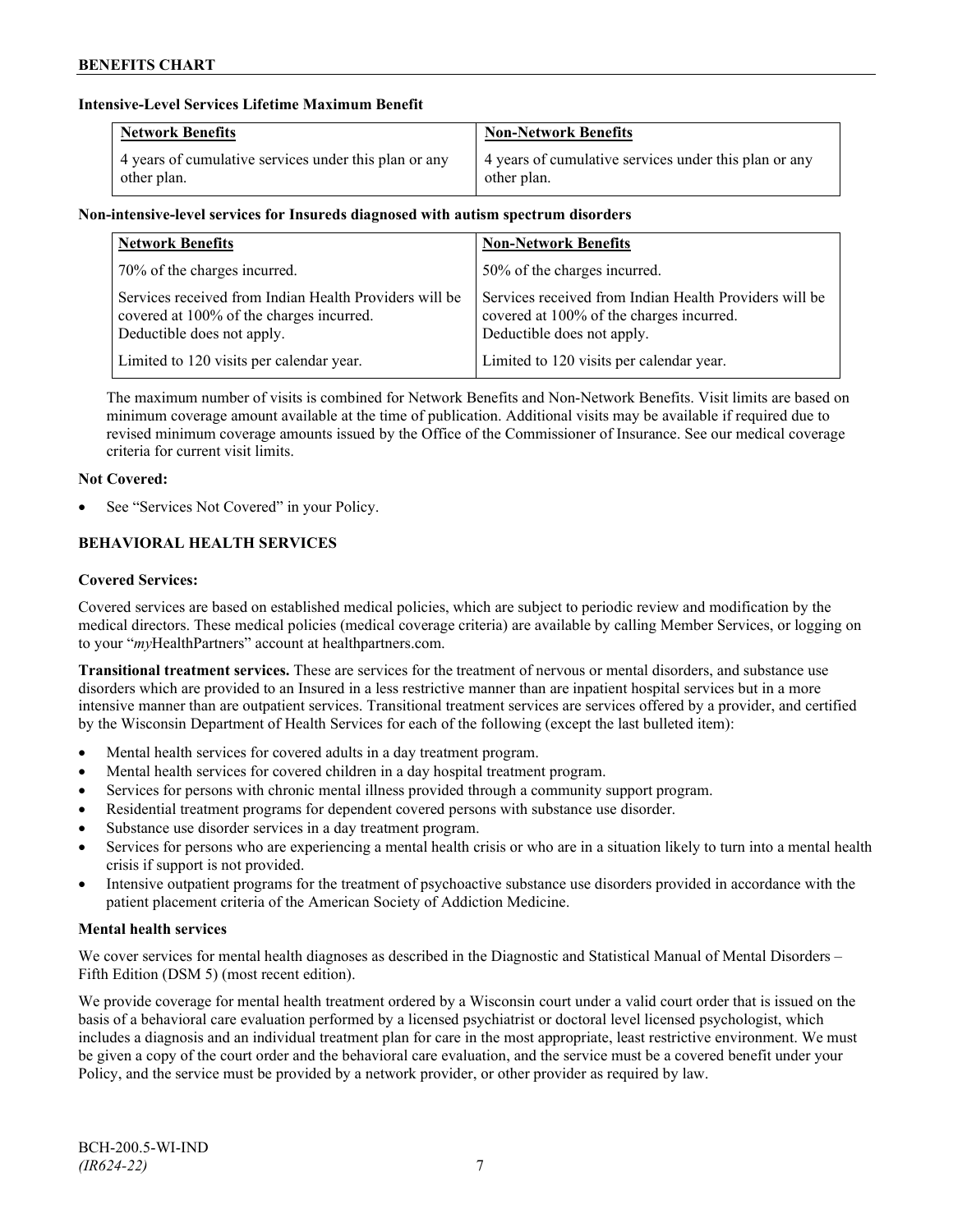**Intensive-Level Services Lifetime Maximum Benefit**

| Network Benefits | Non-Network Benefits |
|---|---|
| 4 years of cumulative services under this plan or any other plan. | 4 years of cumulative services under this plan or any other plan. |

**Non-intensive-level services for Insureds diagnosed with autism spectrum disorders**

| Network Benefits | Non-Network Benefits |
|---|---|
| 70% of the charges incurred. | 50% of the charges incurred. |
| Services received from Indian Health Providers will be covered at 100% of the charges incurred. Deductible does not apply. | Services received from Indian Health Providers will be covered at 100% of the charges incurred. Deductible does not apply. |
| Limited to 120 visits per calendar year. | Limited to 120 visits per calendar year. |

The maximum number of visits is combined for Network Benefits and Non-Network Benefits. Visit limits are based on minimum coverage amount available at the time of publication. Additional visits may be available if required due to revised minimum coverage amounts issued by the Office of the Commissioner of Insurance. See our medical coverage criteria for current visit limits.

**Not Covered:**

- See "Services Not Covered" in your Policy.

## BEHAVIORAL HEALTH SERVICES

**Covered Services:**

Covered services are based on established medical policies, which are subject to periodic review and modification by the medical directors. These medical policies (medical coverage criteria) are available by calling Member Services, or logging on to your "*my*HealthPartners" account at healthpartners.com.

**Transitional treatment services.** These are services for the treatment of nervous or mental disorders, and substance use disorders which are provided to an Insured in a less restrictive manner than are inpatient hospital services but in a more intensive manner than are outpatient services. Transitional treatment services are services offered by a provider, and certified by the Wisconsin Department of Health Services for each of the following (except the last bulleted item):

- Mental health services for covered adults in a day treatment program.
- Mental health services for covered children in a day hospital treatment program.
- Services for persons with chronic mental illness provided through a community support program.
- Residential treatment programs for dependent covered persons with substance use disorder.
- Substance use disorder services in a day treatment program.
- Services for persons who are experiencing a mental health crisis or who are in a situation likely to turn into a mental health crisis if support is not provided.
- Intensive outpatient programs for the treatment of psychoactive substance use disorders provided in accordance with the patient placement criteria of the American Society of Addiction Medicine.

**Mental health services**

We cover services for mental health diagnoses as described in the Diagnostic and Statistical Manual of Mental Disorders – Fifth Edition (DSM 5) (most recent edition).

We provide coverage for mental health treatment ordered by a Wisconsin court under a valid court order that is issued on the basis of a behavioral care evaluation performed by a licensed psychiatrist or doctoral level licensed psychologist, which includes a diagnosis and an individual treatment plan for care in the most appropriate, least restrictive environment. We must be given a copy of the court order and the behavioral care evaluation, and the service must be a covered benefit under your Policy, and the service must be provided by a network provider, or other provider as required by law.

BCH-200.5-WI-IND
*(IR624-22)*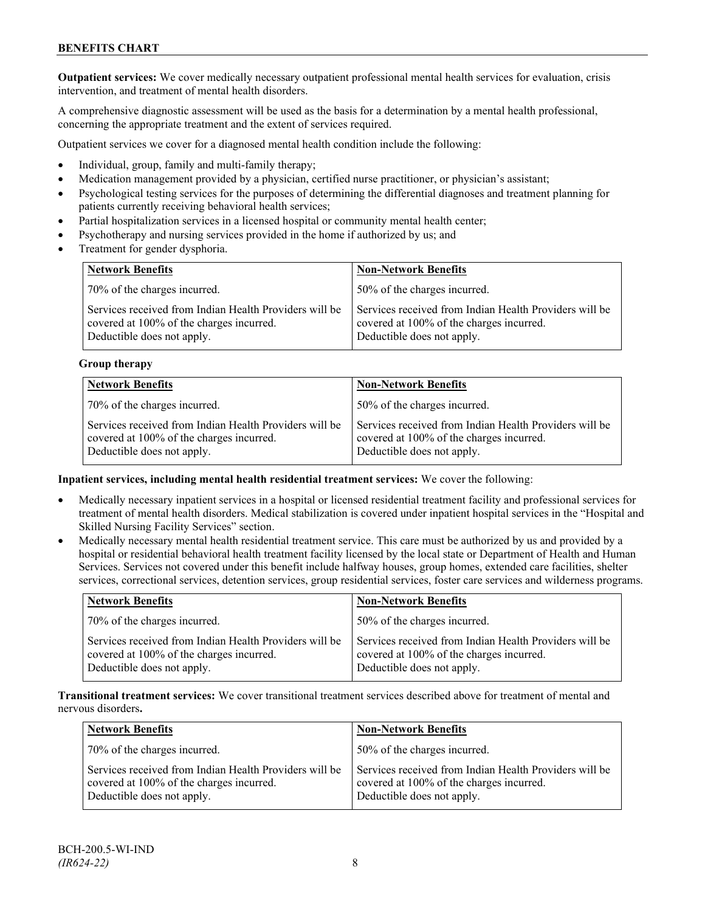**Outpatient services:** We cover medically necessary outpatient professional mental health services for evaluation, crisis intervention, and treatment of mental health disorders.

A comprehensive diagnostic assessment will be used as the basis for a determination by a mental health professional, concerning the appropriate treatment and the extent of services required.

Outpatient services we cover for a diagnosed mental health condition include the following:

- Individual, group, family and multi-family therapy;
- Medication management provided by a physician, certified nurse practitioner, or physician's assistant;
- Psychological testing services for the purposes of determining the differential diagnoses and treatment planning for patients currently receiving behavioral health services;
- Partial hospitalization services in a licensed hospital or community mental health center;
- Psychotherapy and nursing services provided in the home if authorized by us; and
- Treatment for gender dysphoria.

| Network Benefits | Non-Network Benefits |
|---|---|
| 70% of the charges incurred. | 50% of the charges incurred. |
| Services received from Indian Health Providers will be covered at 100% of the charges incurred. Deductible does not apply. | Services received from Indian Health Providers will be covered at 100% of the charges incurred. Deductible does not apply. |

**Group therapy**

| Network Benefits | Non-Network Benefits |
|---|---|
| 70% of the charges incurred. | 50% of the charges incurred. |
| Services received from Indian Health Providers will be covered at 100% of the charges incurred. Deductible does not apply. | Services received from Indian Health Providers will be covered at 100% of the charges incurred. Deductible does not apply. |

**Inpatient services, including mental health residential treatment services:** We cover the following:

- Medically necessary inpatient services in a hospital or licensed residential treatment facility and professional services for treatment of mental health disorders. Medical stabilization is covered under inpatient hospital services in the "Hospital and Skilled Nursing Facility Services" section.
- Medically necessary mental health residential treatment service. This care must be authorized by us and provided by a hospital or residential behavioral health treatment facility licensed by the local state or Department of Health and Human Services. Services not covered under this benefit include halfway houses, group homes, extended care facilities, shelter services, correctional services, detention services, group residential services, foster care services and wilderness programs.

| Network Benefits | Non-Network Benefits |
|---|---|
| 70% of the charges incurred. | 50% of the charges incurred. |
| Services received from Indian Health Providers will be covered at 100% of the charges incurred. Deductible does not apply. | Services received from Indian Health Providers will be covered at 100% of the charges incurred. Deductible does not apply. |

**Transitional treatment services:** We cover transitional treatment services described above for treatment of mental and nervous disorders**.**

| Network Benefits | Non-Network Benefits |
|---|---|
| 70% of the charges incurred. | 50% of the charges incurred. |
| Services received from Indian Health Providers will be covered at 100% of the charges incurred. Deductible does not apply. | Services received from Indian Health Providers will be covered at 100% of the charges incurred. Deductible does not apply. |

BCH-200.5-WI-IND
*(IR624-22)*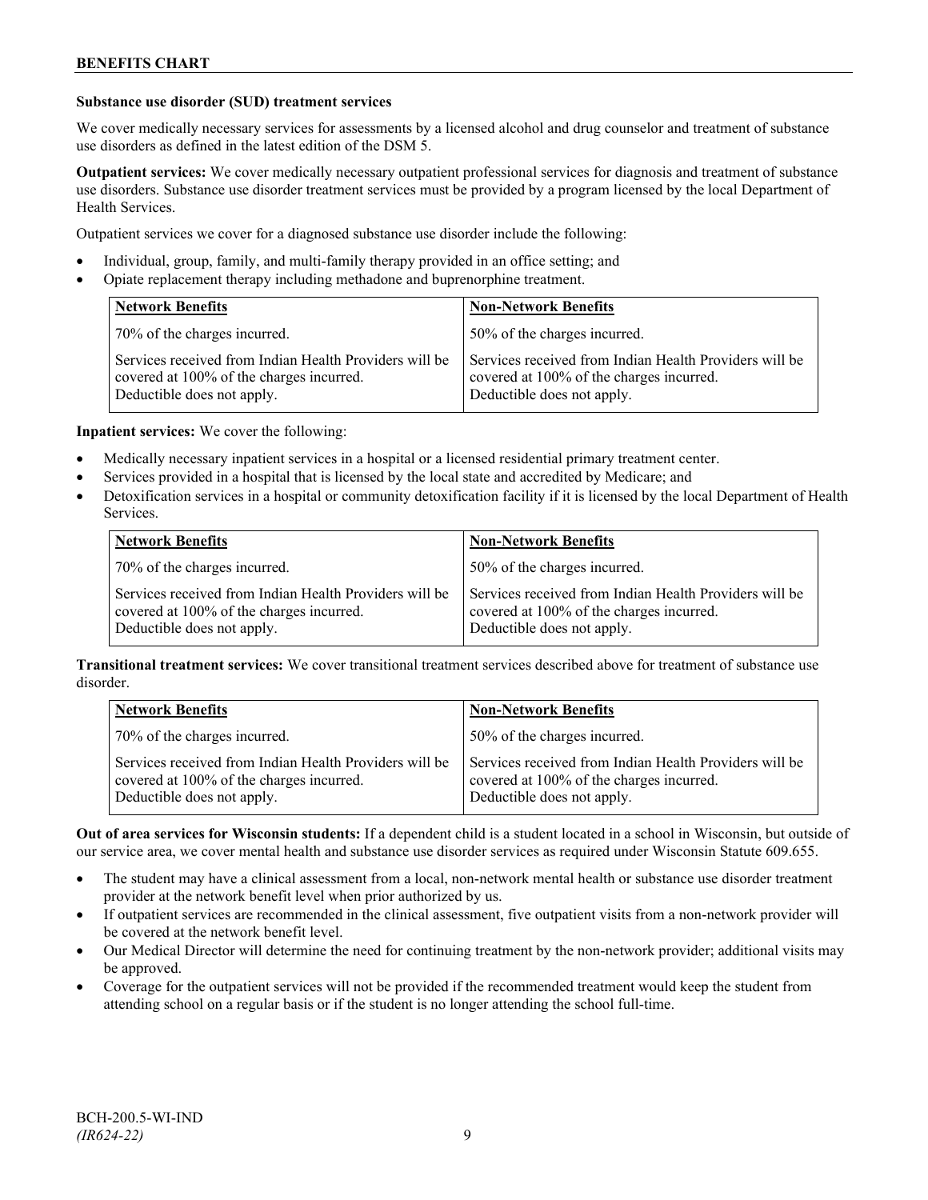### Substance use disorder (SUD) treatment services

We cover medically necessary services for assessments by a licensed alcohol and drug counselor and treatment of substance use disorders as defined in the latest edition of the DSM 5.

**Outpatient services:** We cover medically necessary outpatient professional services for diagnosis and treatment of substance use disorders. Substance use disorder treatment services must be provided by a program licensed by the local Department of Health Services.

Outpatient services we cover for a diagnosed substance use disorder include the following:

- Individual, group, family, and multi-family therapy provided in an office setting; and
- Opiate replacement therapy including methadone and buprenorphine treatment.

| Network Benefits | Non-Network Benefits |
|---|---|
| 70% of the charges incurred. | 50% of the charges incurred. |
| Services received from Indian Health Providers will be covered at 100% of the charges incurred. Deductible does not apply. | Services received from Indian Health Providers will be covered at 100% of the charges incurred. Deductible does not apply. |

**Inpatient services:** We cover the following:

- Medically necessary inpatient services in a hospital or a licensed residential primary treatment center.
- Services provided in a hospital that is licensed by the local state and accredited by Medicare; and
- Detoxification services in a hospital or community detoxification facility if it is licensed by the local Department of Health Services.

| Network Benefits | Non-Network Benefits |
|---|---|
| 70% of the charges incurred. | 50% of the charges incurred. |
| Services received from Indian Health Providers will be covered at 100% of the charges incurred. Deductible does not apply. | Services received from Indian Health Providers will be covered at 100% of the charges incurred. Deductible does not apply. |

**Transitional treatment services:** We cover transitional treatment services described above for treatment of substance use disorder.

| Network Benefits | Non-Network Benefits |
|---|---|
| 70% of the charges incurred. | 50% of the charges incurred. |
| Services received from Indian Health Providers will be covered at 100% of the charges incurred. Deductible does not apply. | Services received from Indian Health Providers will be covered at 100% of the charges incurred. Deductible does not apply. |

**Out of area services for Wisconsin students:** If a dependent child is a student located in a school in Wisconsin, but outside of our service area, we cover mental health and substance use disorder services as required under Wisconsin Statute 609.655.

- The student may have a clinical assessment from a local, non-network mental health or substance use disorder treatment provider at the network benefit level when prior authorized by us.
- If outpatient services are recommended in the clinical assessment, five outpatient visits from a non-network provider will be covered at the network benefit level.
- Our Medical Director will determine the need for continuing treatment by the non-network provider; additional visits may be approved.
- Coverage for the outpatient services will not be provided if the recommended treatment would keep the student from attending school on a regular basis or if the student is no longer attending the school full-time.

BCH-200.5-WI-IND
*(IR624-22)*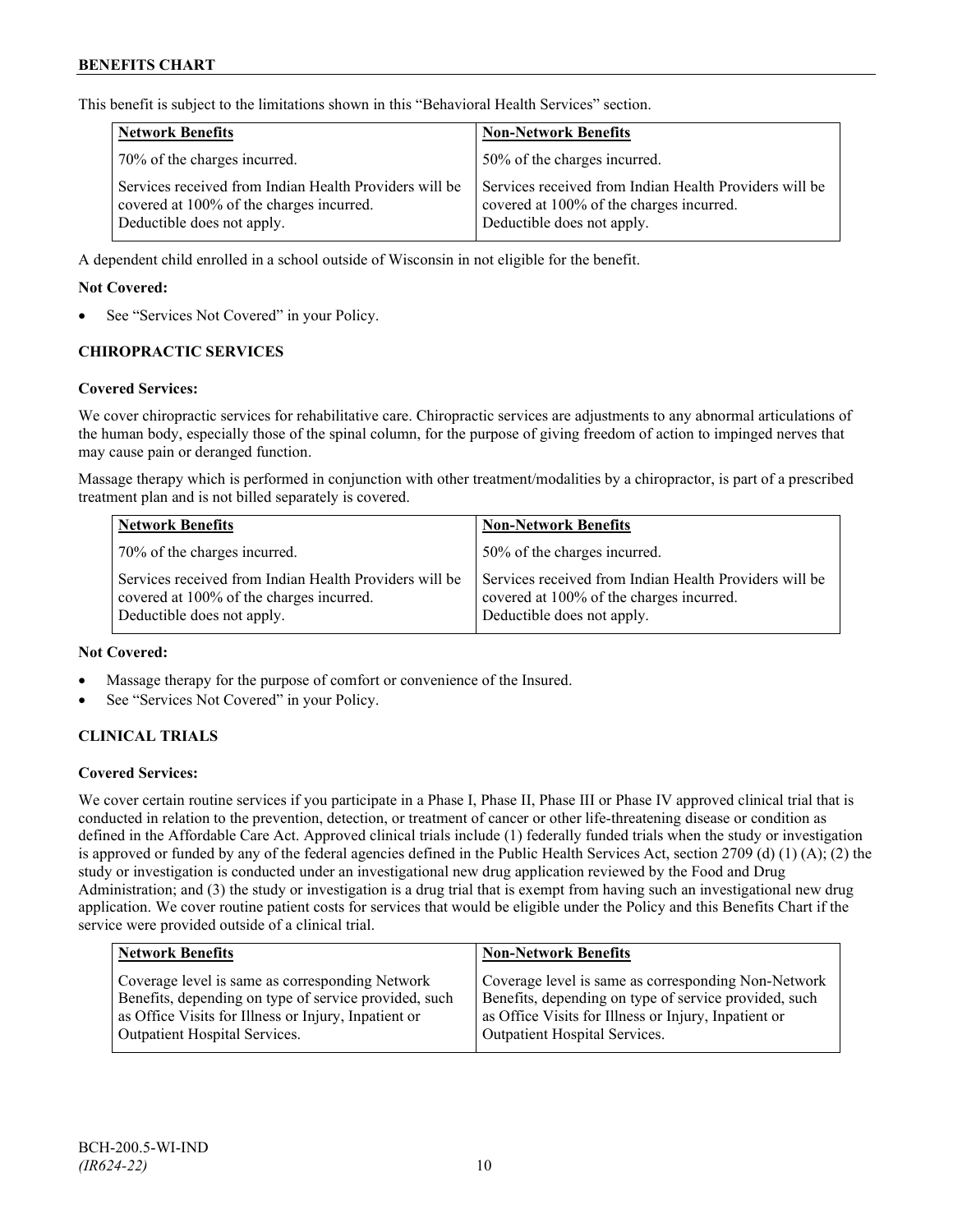This benefit is subject to the limitations shown in this "Behavioral Health Services" section.

| Network Benefits | Non-Network Benefits |
| --- | --- |
| 70% of the charges incurred. | 50% of the charges incurred. |
| Services received from Indian Health Providers will be covered at 100% of the charges incurred. Deductible does not apply. | Services received from Indian Health Providers will be covered at 100% of the charges incurred. Deductible does not apply. |

A dependent child enrolled in a school outside of Wisconsin in not eligible for the benefit.

**Not Covered:**

- See "Services Not Covered" in your Policy.

### CHIROPRACTIC SERVICES

**Covered Services:**

We cover chiropractic services for rehabilitative care. Chiropractic services are adjustments to any abnormal articulations of the human body, especially those of the spinal column, for the purpose of giving freedom of action to impinged nerves that may cause pain or deranged function.

Massage therapy which is performed in conjunction with other treatment/modalities by a chiropractor, is part of a prescribed treatment plan and is not billed separately is covered.

| Network Benefits | Non-Network Benefits |
| --- | --- |
| 70% of the charges incurred. | 50% of the charges incurred. |
| Services received from Indian Health Providers will be covered at 100% of the charges incurred. Deductible does not apply. | Services received from Indian Health Providers will be covered at 100% of the charges incurred. Deductible does not apply. |

**Not Covered:**

- Massage therapy for the purpose of comfort or convenience of the Insured.
- See "Services Not Covered" in your Policy.

### CLINICAL TRIALS

**Covered Services:**

We cover certain routine services if you participate in a Phase I, Phase II, Phase III or Phase IV approved clinical trial that is conducted in relation to the prevention, detection, or treatment of cancer or other life-threatening disease or condition as defined in the Affordable Care Act. Approved clinical trials include (1) federally funded trials when the study or investigation is approved or funded by any of the federal agencies defined in the Public Health Services Act, section 2709 (d) (1) (A); (2) the study or investigation is conducted under an investigational new drug application reviewed by the Food and Drug Administration; and (3) the study or investigation is a drug trial that is exempt from having such an investigational new drug application. We cover routine patient costs for services that would be eligible under the Policy and this Benefits Chart if the service were provided outside of a clinical trial.

| Network Benefits | Non-Network Benefits |
| --- | --- |
| Coverage level is same as corresponding Network Benefits, depending on type of service provided, such as Office Visits for Illness or Injury, Inpatient or Outpatient Hospital Services. | Coverage level is same as corresponding Non-Network Benefits, depending on type of service provided, such as Office Visits for Illness or Injury, Inpatient or Outpatient Hospital Services. |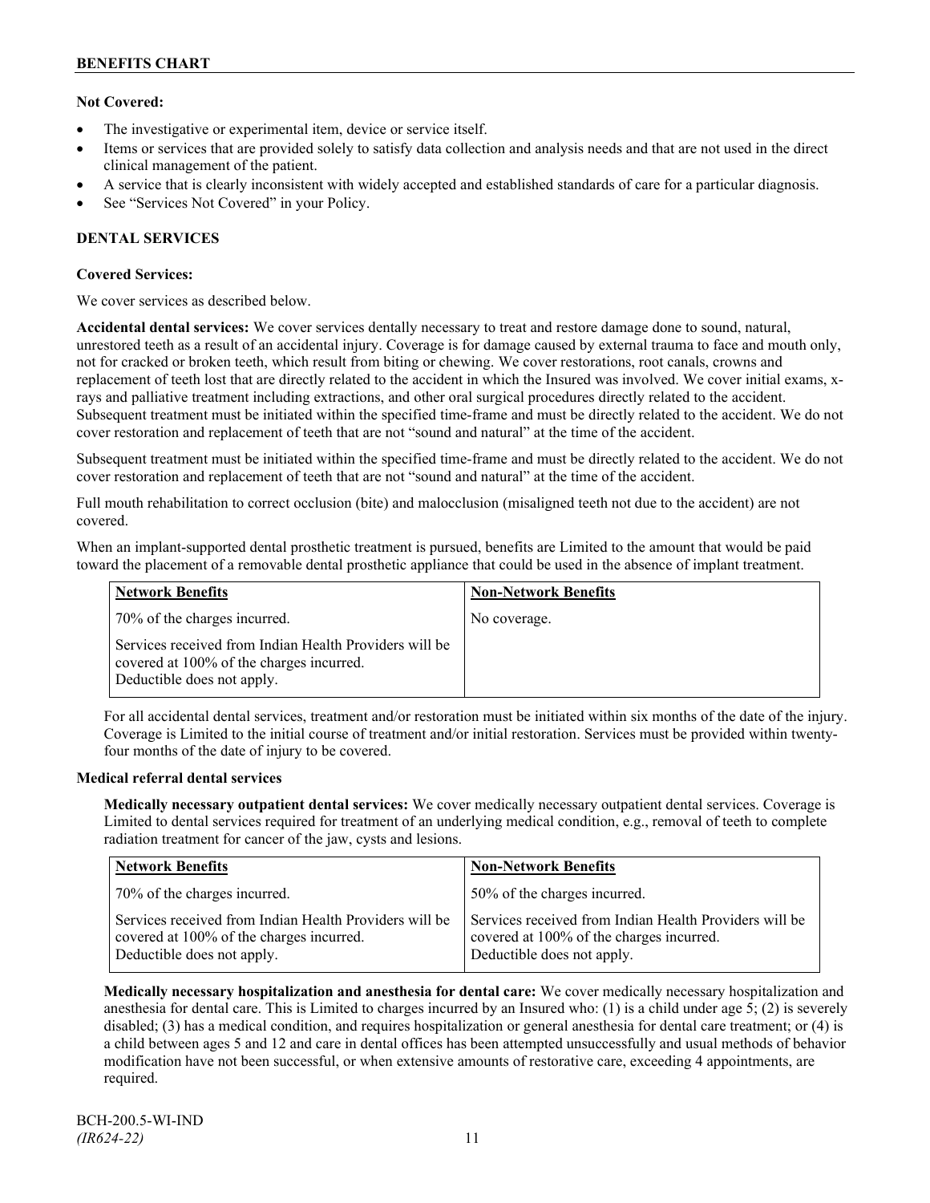**Not Covered:**

- The investigative or experimental item, device or service itself.
- Items or services that are provided solely to satisfy data collection and analysis needs and that are not used in the direct clinical management of the patient.
- A service that is clearly inconsistent with widely accepted and established standards of care for a particular diagnosis.
- See "Services Not Covered" in your Policy.

## DENTAL SERVICES

**Covered Services:**

We cover services as described below.

**Accidental dental services:** We cover services dentally necessary to treat and restore damage done to sound, natural, unrestored teeth as a result of an accidental injury. Coverage is for damage caused by external trauma to face and mouth only, not for cracked or broken teeth, which result from biting or chewing. We cover restorations, root canals, crowns and replacement of teeth lost that are directly related to the accident in which the Insured was involved. We cover initial exams, x-rays and palliative treatment including extractions, and other oral surgical procedures directly related to the accident. Subsequent treatment must be initiated within the specified time-frame and must be directly related to the accident. We do not cover restoration and replacement of teeth that are not "sound and natural" at the time of the accident.

Subsequent treatment must be initiated within the specified time-frame and must be directly related to the accident. We do not cover restoration and replacement of teeth that are not "sound and natural" at the time of the accident.

Full mouth rehabilitation to correct occlusion (bite) and malocclusion (misaligned teeth not due to the accident) are not covered.

When an implant-supported dental prosthetic treatment is pursued, benefits are Limited to the amount that would be paid toward the placement of a removable dental prosthetic appliance that could be used in the absence of implant treatment.

| Network Benefits | Non-Network Benefits |
|---|---|
| 70% of the charges incurred.<br><br>Services received from Indian Health Providers will be covered at 100% of the charges incurred. Deductible does not apply. | No coverage. |

For all accidental dental services, treatment and/or restoration must be initiated within six months of the date of the injury. Coverage is Limited to the initial course of treatment and/or initial restoration. Services must be provided within twenty-four months of the date of injury to be covered.

**Medical referral dental services**

**Medically necessary outpatient dental services:** We cover medically necessary outpatient dental services. Coverage is Limited to dental services required for treatment of an underlying medical condition, e.g., removal of teeth to complete radiation treatment for cancer of the jaw, cysts and lesions.

| Network Benefits | Non-Network Benefits |
|---|---|
| 70% of the charges incurred.<br><br>Services received from Indian Health Providers will be covered at 100% of the charges incurred. Deductible does not apply. | 50% of the charges incurred.<br><br>Services received from Indian Health Providers will be covered at 100% of the charges incurred. Deductible does not apply. |

**Medically necessary hospitalization and anesthesia for dental care:** We cover medically necessary hospitalization and anesthesia for dental care. This is Limited to charges incurred by an Insured who: (1) is a child under age 5; (2) is severely disabled; (3) has a medical condition, and requires hospitalization or general anesthesia for dental care treatment; or (4) is a child between ages 5 and 12 and care in dental offices has been attempted unsuccessfully and usual methods of behavior modification have not been successful, or when extensive amounts of restorative care, exceeding 4 appointments, are required.

BCH-200.5-WI-IND
*(IR624-22)*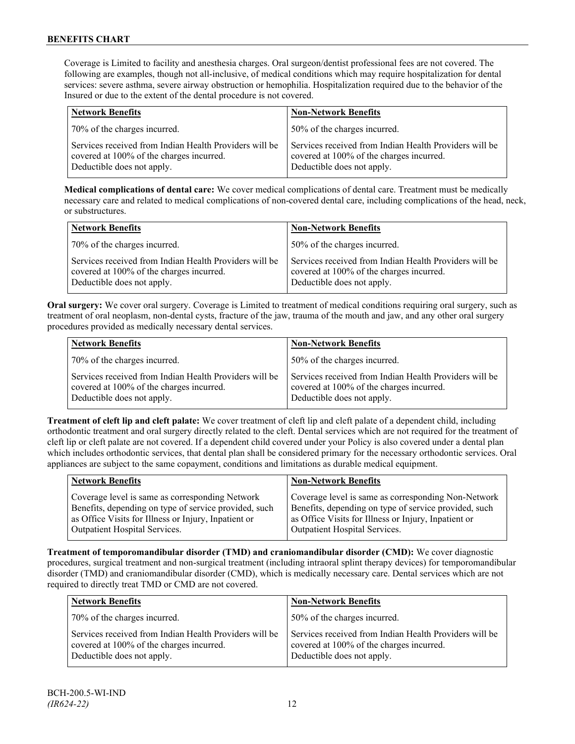Coverage is Limited to facility and anesthesia charges. Oral surgeon/dentist professional fees are not covered. The following are examples, though not all-inclusive, of medical conditions which may require hospitalization for dental services: severe asthma, severe airway obstruction or hemophilia. Hospitalization required due to the behavior of the Insured or due to the extent of the dental procedure is not covered.

| Network Benefits | Non-Network Benefits |
|---|---|
| 70% of the charges incurred. | 50% of the charges incurred. |
| Services received from Indian Health Providers will be covered at 100% of the charges incurred. Deductible does not apply. | Services received from Indian Health Providers will be covered at 100% of the charges incurred. Deductible does not apply. |

**Medical complications of dental care:** We cover medical complications of dental care. Treatment must be medically necessary care and related to medical complications of non-covered dental care, including complications of the head, neck, or substructures.

| Network Benefits | Non-Network Benefits |
|---|---|
| 70% of the charges incurred. | 50% of the charges incurred. |
| Services received from Indian Health Providers will be covered at 100% of the charges incurred. Deductible does not apply. | Services received from Indian Health Providers will be covered at 100% of the charges incurred. Deductible does not apply. |

**Oral surgery:** We cover oral surgery. Coverage is Limited to treatment of medical conditions requiring oral surgery, such as treatment of oral neoplasm, non-dental cysts, fracture of the jaw, trauma of the mouth and jaw, and any other oral surgery procedures provided as medically necessary dental services.

| Network Benefits | Non-Network Benefits |
|---|---|
| 70% of the charges incurred. | 50% of the charges incurred. |
| Services received from Indian Health Providers will be covered at 100% of the charges incurred. Deductible does not apply. | Services received from Indian Health Providers will be covered at 100% of the charges incurred. Deductible does not apply. |

**Treatment of cleft lip and cleft palate:** We cover treatment of cleft lip and cleft palate of a dependent child, including orthodontic treatment and oral surgery directly related to the cleft. Dental services which are not required for the treatment of cleft lip or cleft palate are not covered. If a dependent child covered under your Policy is also covered under a dental plan which includes orthodontic services, that dental plan shall be considered primary for the necessary orthodontic services. Oral appliances are subject to the same copayment, conditions and limitations as durable medical equipment.

| Network Benefits | Non-Network Benefits |
|---|---|
| Coverage level is same as corresponding Network Benefits, depending on type of service provided, such as Office Visits for Illness or Injury, Inpatient or Outpatient Hospital Services. | Coverage level is same as corresponding Non-Network Benefits, depending on type of service provided, such as Office Visits for Illness or Injury, Inpatient or Outpatient Hospital Services. |

**Treatment of temporomandibular disorder (TMD) and craniomandibular disorder (CMD):** We cover diagnostic procedures, surgical treatment and non-surgical treatment (including intraoral splint therapy devices) for temporomandibular disorder (TMD) and craniomandibular disorder (CMD), which is medically necessary care. Dental services which are not required to directly treat TMD or CMD are not covered.

| Network Benefits | Non-Network Benefits |
|---|---|
| 70% of the charges incurred. | 50% of the charges incurred. |
| Services received from Indian Health Providers will be covered at 100% of the charges incurred. Deductible does not apply. | Services received from Indian Health Providers will be covered at 100% of the charges incurred. Deductible does not apply. |

BCH-200.5-WI-IND
*(IR624-22)*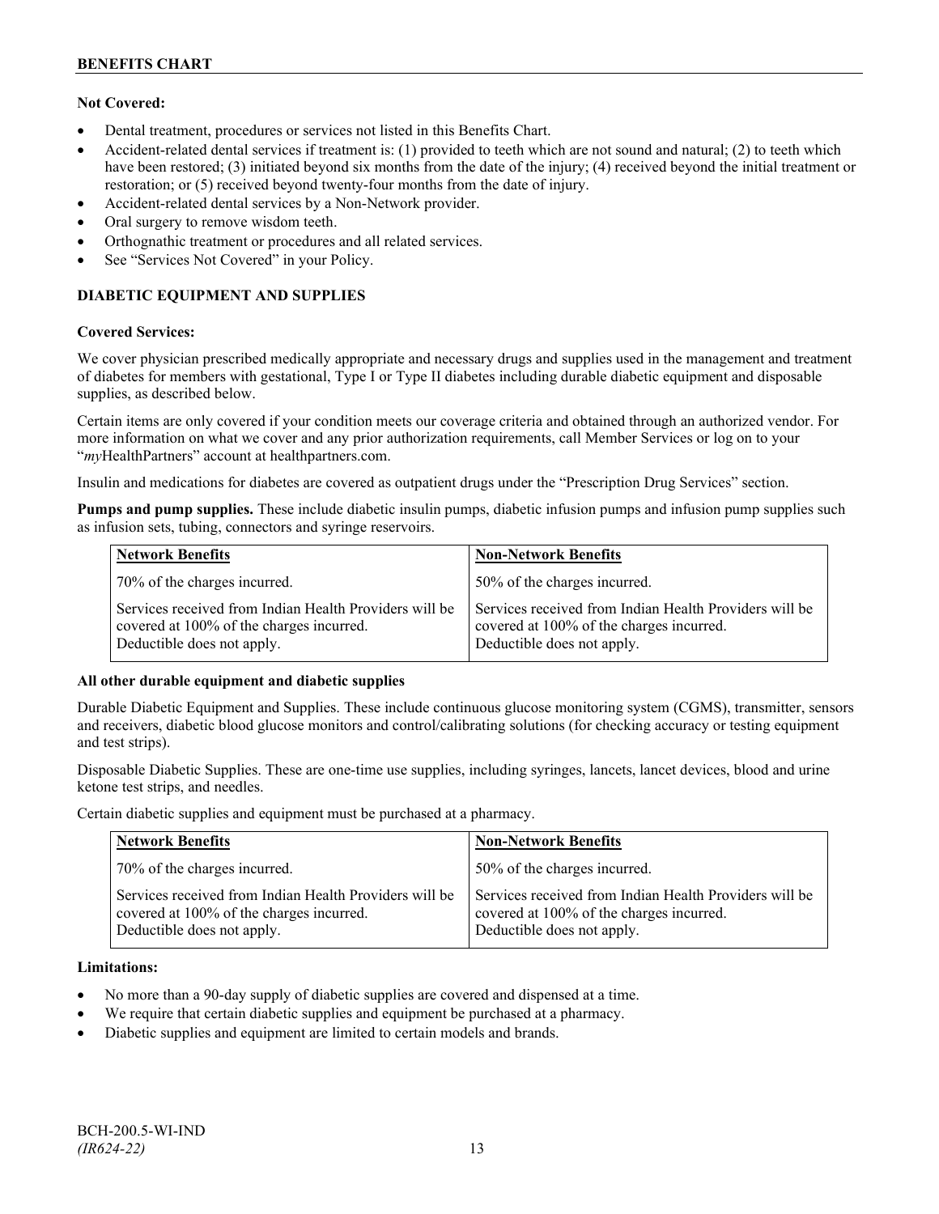**Not Covered:**

- Dental treatment, procedures or services not listed in this Benefits Chart.
- Accident-related dental services if treatment is: (1) provided to teeth which are not sound and natural; (2) to teeth which have been restored; (3) initiated beyond six months from the date of the injury; (4) received beyond the initial treatment or restoration; or (5) received beyond twenty-four months from the date of injury.
- Accident-related dental services by a Non-Network provider.
- Oral surgery to remove wisdom teeth.
- Orthognathic treatment or procedures and all related services.
- See "Services Not Covered" in your Policy.

## DIABETIC EQUIPMENT AND SUPPLIES

**Covered Services:**

We cover physician prescribed medically appropriate and necessary drugs and supplies used in the management and treatment of diabetes for members with gestational, Type I or Type II diabetes including durable diabetic equipment and disposable supplies, as described below.

Certain items are only covered if your condition meets our coverage criteria and obtained through an authorized vendor. For more information on what we cover and any prior authorization requirements, call Member Services or log on to your "*my*HealthPartners" account at healthpartners.com.

Insulin and medications for diabetes are covered as outpatient drugs under the "Prescription Drug Services" section.

**Pumps and pump supplies.** These include diabetic insulin pumps, diabetic infusion pumps and infusion pump supplies such as infusion sets, tubing, connectors and syringe reservoirs.

| Network Benefits | Non-Network Benefits |
| --- | --- |
| 70% of the charges incurred. | 50% of the charges incurred. |
| Services received from Indian Health Providers will be covered at 100% of the charges incurred. Deductible does not apply. | Services received from Indian Health Providers will be covered at 100% of the charges incurred. Deductible does not apply. |

**All other durable equipment and diabetic supplies**

Durable Diabetic Equipment and Supplies. These include continuous glucose monitoring system (CGMS), transmitter, sensors and receivers, diabetic blood glucose monitors and control/calibrating solutions (for checking accuracy or testing equipment and test strips).

Disposable Diabetic Supplies. These are one-time use supplies, including syringes, lancets, lancet devices, blood and urine ketone test strips, and needles.

Certain diabetic supplies and equipment must be purchased at a pharmacy.

| Network Benefits | Non-Network Benefits |
| --- | --- |
| 70% of the charges incurred. | 50% of the charges incurred. |
| Services received from Indian Health Providers will be covered at 100% of the charges incurred. Deductible does not apply. | Services received from Indian Health Providers will be covered at 100% of the charges incurred. Deductible does not apply. |

**Limitations:**

- No more than a 90-day supply of diabetic supplies are covered and dispensed at a time.
- We require that certain diabetic supplies and equipment be purchased at a pharmacy.
- Diabetic supplies and equipment are limited to certain models and brands.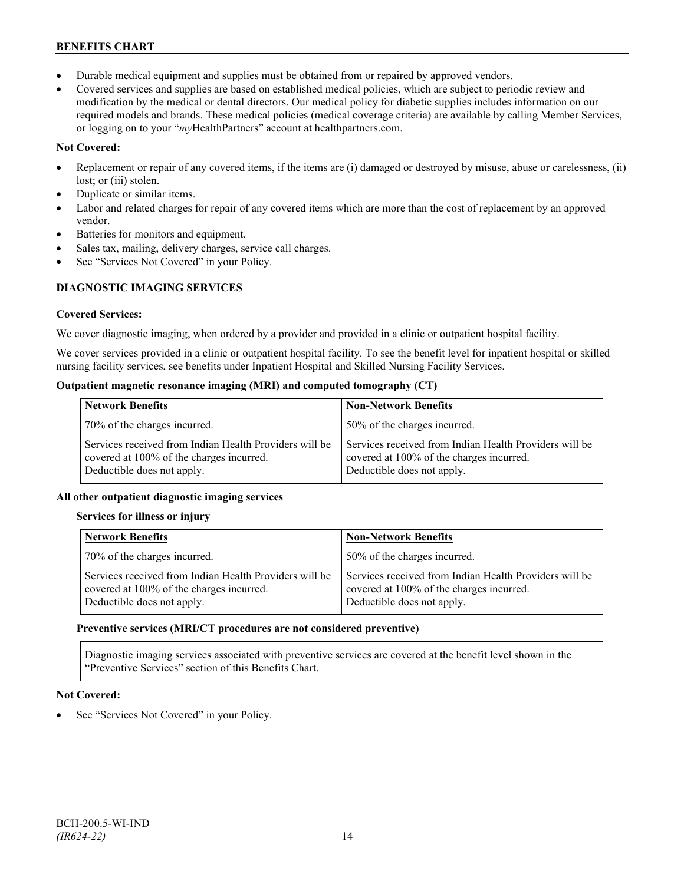- Durable medical equipment and supplies must be obtained from or repaired by approved vendors.
- Covered services and supplies are based on established medical policies, which are subject to periodic review and modification by the medical or dental directors. Our medical policy for diabetic supplies includes information on our required models and brands. These medical policies (medical coverage criteria) are available by calling Member Services, or logging on to your "*my*HealthPartners" account at healthpartners.com.

**Not Covered:**

- Replacement or repair of any covered items, if the items are (i) damaged or destroyed by misuse, abuse or carelessness, (ii) lost; or (iii) stolen.
- Duplicate or similar items.
- Labor and related charges for repair of any covered items which are more than the cost of replacement by an approved vendor.
- Batteries for monitors and equipment.
- Sales tax, mailing, delivery charges, service call charges.
- See "Services Not Covered" in your Policy.

## DIAGNOSTIC IMAGING SERVICES

**Covered Services:**

We cover diagnostic imaging, when ordered by a provider and provided in a clinic or outpatient hospital facility.

We cover services provided in a clinic or outpatient hospital facility. To see the benefit level for inpatient hospital or skilled nursing facility services, see benefits under Inpatient Hospital and Skilled Nursing Facility Services.

**Outpatient magnetic resonance imaging (MRI) and computed tomography (CT)**

| Network Benefits | Non-Network Benefits |
| --- | --- |
| 70% of the charges incurred. | 50% of the charges incurred. |
| Services received from Indian Health Providers will be covered at 100% of the charges incurred. Deductible does not apply. | Services received from Indian Health Providers will be covered at 100% of the charges incurred. Deductible does not apply. |

**All other outpatient diagnostic imaging services**

**Services for illness or injury**

| Network Benefits | Non-Network Benefits |
| --- | --- |
| 70% of the charges incurred. | 50% of the charges incurred. |
| Services received from Indian Health Providers will be covered at 100% of the charges incurred. Deductible does not apply. | Services received from Indian Health Providers will be covered at 100% of the charges incurred. Deductible does not apply. |

**Preventive services (MRI/CT procedures are not considered preventive)**

Diagnostic imaging services associated with preventive services are covered at the benefit level shown in the "Preventive Services" section of this Benefits Chart.

**Not Covered:**

- See "Services Not Covered" in your Policy.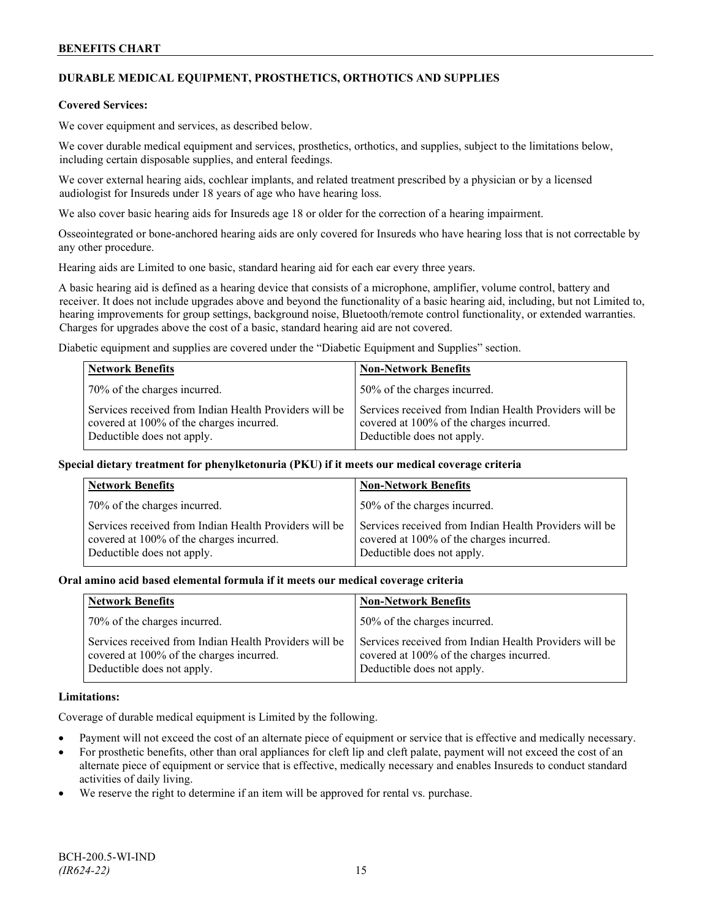## DURABLE MEDICAL EQUIPMENT, PROSTHETICS, ORTHOTICS AND SUPPLIES

**Covered Services:**

We cover equipment and services, as described below.

We cover durable medical equipment and services, prosthetics, orthotics, and supplies, subject to the limitations below, including certain disposable supplies, and enteral feedings.

We cover external hearing aids, cochlear implants, and related treatment prescribed by a physician or by a licensed audiologist for Insureds under 18 years of age who have hearing loss.

We also cover basic hearing aids for Insureds age 18 or older for the correction of a hearing impairment.

Osseointegrated or bone-anchored hearing aids are only covered for Insureds who have hearing loss that is not correctable by any other procedure.

Hearing aids are Limited to one basic, standard hearing aid for each ear every three years.

A basic hearing aid is defined as a hearing device that consists of a microphone, amplifier, volume control, battery and receiver. It does not include upgrades above and beyond the functionality of a basic hearing aid, including, but not Limited to, hearing improvements for group settings, background noise, Bluetooth/remote control functionality, or extended warranties. Charges for upgrades above the cost of a basic, standard hearing aid are not covered.

Diabetic equipment and supplies are covered under the "Diabetic Equipment and Supplies" section.

| Network Benefits | Non-Network Benefits |
| --- | --- |
| 70% of the charges incurred. | 50% of the charges incurred. |
| Services received from Indian Health Providers will be covered at 100% of the charges incurred. Deductible does not apply. | Services received from Indian Health Providers will be covered at 100% of the charges incurred. Deductible does not apply. |

**Special dietary treatment for phenylketonuria (PKU) if it meets our medical coverage criteria**

| Network Benefits | Non-Network Benefits |
| --- | --- |
| 70% of the charges incurred. | 50% of the charges incurred. |
| Services received from Indian Health Providers will be covered at 100% of the charges incurred. Deductible does not apply. | Services received from Indian Health Providers will be covered at 100% of the charges incurred. Deductible does not apply. |

**Oral amino acid based elemental formula if it meets our medical coverage criteria**

| Network Benefits | Non-Network Benefits |
| --- | --- |
| 70% of the charges incurred. | 50% of the charges incurred. |
| Services received from Indian Health Providers will be covered at 100% of the charges incurred. Deductible does not apply. | Services received from Indian Health Providers will be covered at 100% of the charges incurred. Deductible does not apply. |

**Limitations:**

Coverage of durable medical equipment is Limited by the following.

- Payment will not exceed the cost of an alternate piece of equipment or service that is effective and medically necessary.
- For prosthetic benefits, other than oral appliances for cleft lip and cleft palate, payment will not exceed the cost of an alternate piece of equipment or service that is effective, medically necessary and enables Insureds to conduct standard activities of daily living.
- We reserve the right to determine if an item will be approved for rental vs. purchase.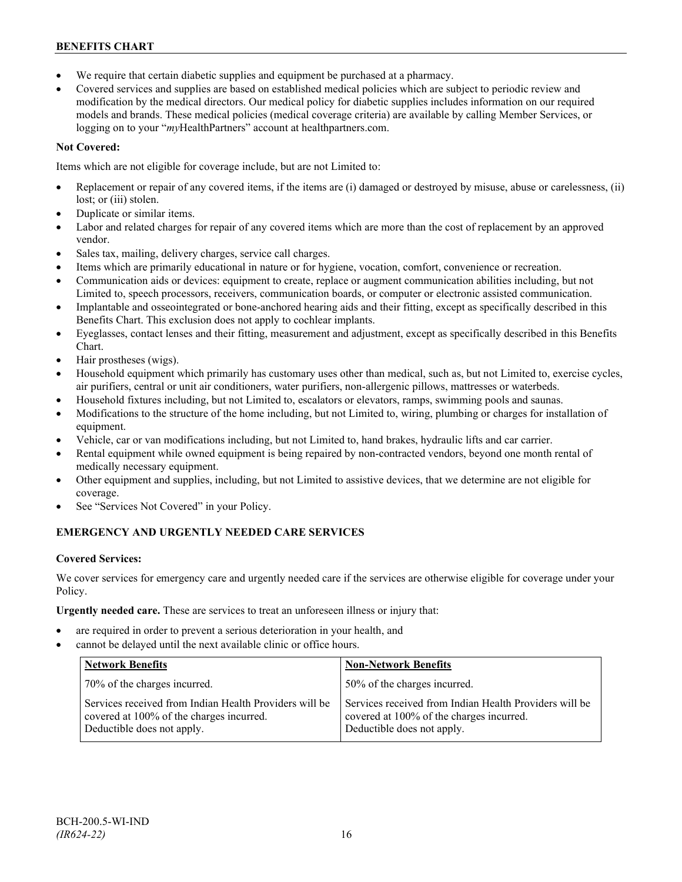- We require that certain diabetic supplies and equipment be purchased at a pharmacy.
- Covered services and supplies are based on established medical policies which are subject to periodic review and modification by the medical directors. Our medical policy for diabetic supplies includes information on our required models and brands. These medical policies (medical coverage criteria) are available by calling Member Services, or logging on to your "*my*HealthPartners" account at healthpartners.com.

**Not Covered:**

Items which are not eligible for coverage include, but are not Limited to:

- Replacement or repair of any covered items, if the items are (i) damaged or destroyed by misuse, abuse or carelessness, (ii) lost; or (iii) stolen.
- Duplicate or similar items.
- Labor and related charges for repair of any covered items which are more than the cost of replacement by an approved vendor.
- Sales tax, mailing, delivery charges, service call charges.
- Items which are primarily educational in nature or for hygiene, vocation, comfort, convenience or recreation.
- Communication aids or devices: equipment to create, replace or augment communication abilities including, but not Limited to, speech processors, receivers, communication boards, or computer or electronic assisted communication.
- Implantable and osseointegrated or bone-anchored hearing aids and their fitting, except as specifically described in this Benefits Chart. This exclusion does not apply to cochlear implants.
- Eyeglasses, contact lenses and their fitting, measurement and adjustment, except as specifically described in this Benefits Chart.
- Hair prostheses (wigs).
- Household equipment which primarily has customary uses other than medical, such as, but not Limited to, exercise cycles, air purifiers, central or unit air conditioners, water purifiers, non-allergenic pillows, mattresses or waterbeds.
- Household fixtures including, but not Limited to, escalators or elevators, ramps, swimming pools and saunas.
- Modifications to the structure of the home including, but not Limited to, wiring, plumbing or charges for installation of equipment.
- Vehicle, car or van modifications including, but not Limited to, hand brakes, hydraulic lifts and car carrier.
- Rental equipment while owned equipment is being repaired by non-contracted vendors, beyond one month rental of medically necessary equipment.
- Other equipment and supplies, including, but not Limited to assistive devices, that we determine are not eligible for coverage.
- See "Services Not Covered" in your Policy.

## EMERGENCY AND URGENTLY NEEDED CARE SERVICES

**Covered Services:**

We cover services for emergency care and urgently needed care if the services are otherwise eligible for coverage under your Policy.

**Urgently needed care.** These are services to treat an unforeseen illness or injury that:

- are required in order to prevent a serious deterioration in your health, and
- cannot be delayed until the next available clinic or office hours.

| Network Benefits | Non-Network Benefits |
|---|---|
| 70% of the charges incurred. | 50% of the charges incurred. |
| Services received from Indian Health Providers will be covered at 100% of the charges incurred. Deductible does not apply. | Services received from Indian Health Providers will be covered at 100% of the charges incurred. Deductible does not apply. |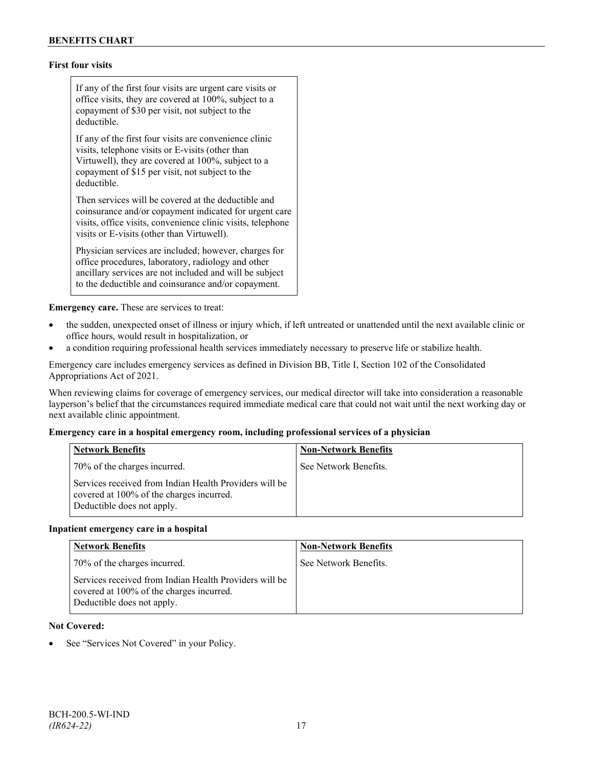**First four visits**

| |
|---|
| If any of the first four visits are urgent care visits or office visits, they are covered at 100%, subject to a copayment of $30 per visit, not subject to the deductible.<br><br>If any of the first four visits are convenience clinic visits, telephone visits or E-visits (other than Virtuwell), they are covered at 100%, subject to a copayment of $15 per visit, not subject to the deductible.<br><br>Then services will be covered at the deductible and coinsurance and/or copayment indicated for urgent care visits, office visits, convenience clinic visits, telephone visits or E-visits (other than Virtuwell).<br><br>Physician services are included; however, charges for office procedures, laboratory, radiology and other ancillary services are not included and will be subject to the deductible and coinsurance and/or copayment. |

**Emergency care.** These are services to treat:

- the sudden, unexpected onset of illness or injury which, if left untreated or unattended until the next available clinic or office hours, would result in hospitalization, or
- a condition requiring professional health services immediately necessary to preserve life or stabilize health.

Emergency care includes emergency services as defined in Division BB, Title I, Section 102 of the Consolidated Appropriations Act of 2021.

When reviewing claims for coverage of emergency services, our medical director will take into consideration a reasonable layperson's belief that the circumstances required immediate medical care that could not wait until the next working day or next available clinic appointment.

**Emergency care in a hospital emergency room, including professional services of a physician**

| Network Benefits | Non-Network Benefits |
|---|---|
| 70% of the charges incurred.<br><br>Services received from Indian Health Providers will be covered at 100% of the charges incurred. Deductible does not apply. | See Network Benefits. |

**Inpatient emergency care in a hospital**

| Network Benefits | Non-Network Benefits |
|---|---|
| 70% of the charges incurred.<br><br>Services received from Indian Health Providers will be covered at 100% of the charges incurred. Deductible does not apply. | See Network Benefits. |

**Not Covered:**

- See "Services Not Covered" in your Policy.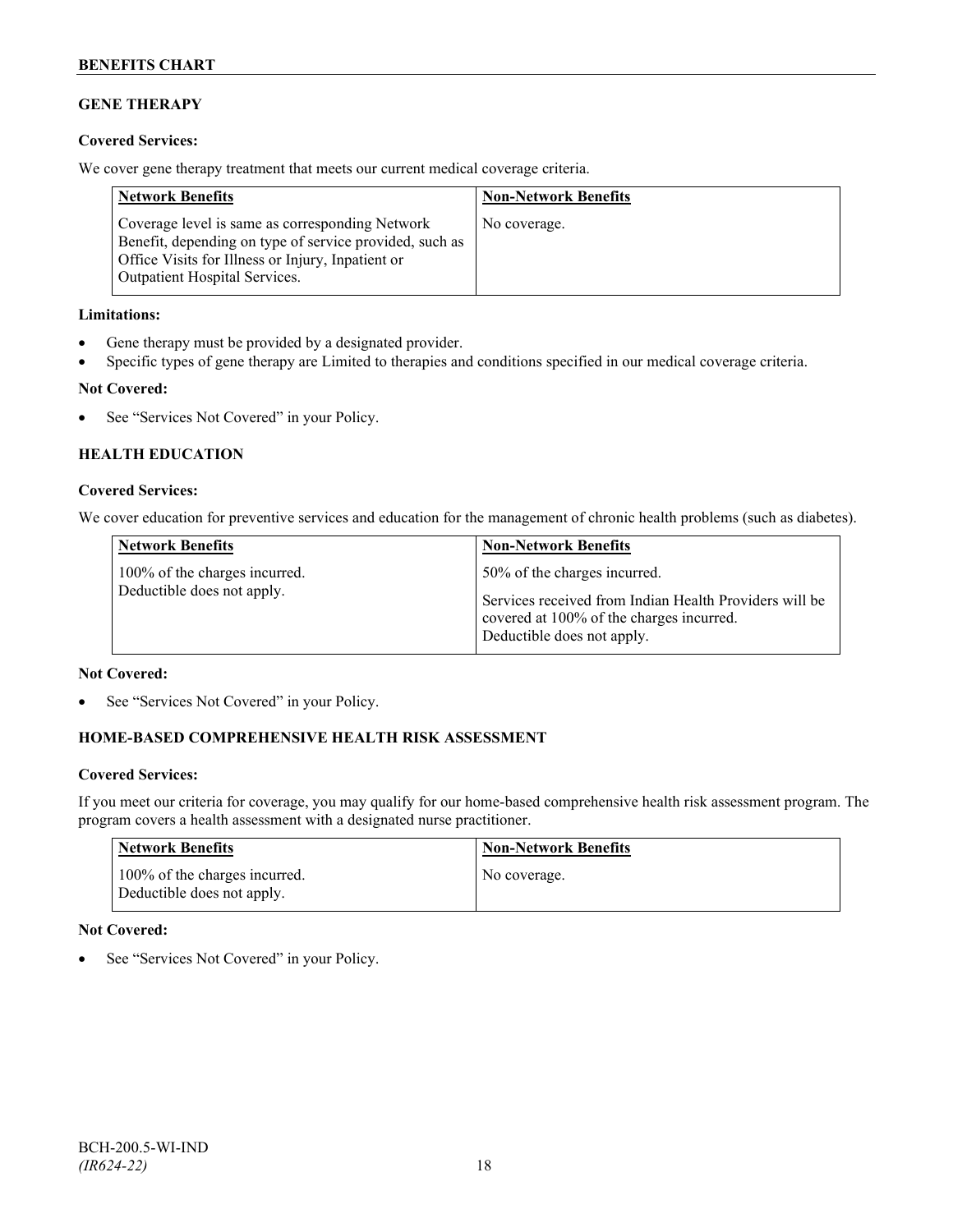## GENE THERAPY

**Covered Services:**

We cover gene therapy treatment that meets our current medical coverage criteria.

| Network Benefits | Non-Network Benefits |
|---|---|
| Coverage level is same as corresponding Network Benefit, depending on type of service provided, such as Office Visits for Illness or Injury, Inpatient or Outpatient Hospital Services. | No coverage. |

**Limitations:**

- Gene therapy must be provided by a designated provider.
- Specific types of gene therapy are Limited to therapies and conditions specified in our medical coverage criteria.

**Not Covered:**

- See "Services Not Covered" in your Policy.

## HEALTH EDUCATION

**Covered Services:**

We cover education for preventive services and education for the management of chronic health problems (such as diabetes).

| Network Benefits | Non-Network Benefits |
|---|---|
| 100% of the charges incurred. Deductible does not apply. | 50% of the charges incurred. Services received from Indian Health Providers will be covered at 100% of the charges incurred. Deductible does not apply. |

**Not Covered:**

- See "Services Not Covered" in your Policy.

## HOME-BASED COMPREHENSIVE HEALTH RISK ASSESSMENT

**Covered Services:**

If you meet our criteria for coverage, you may qualify for our home-based comprehensive health risk assessment program. The program covers a health assessment with a designated nurse practitioner.

| Network Benefits | Non-Network Benefits |
|---|---|
| 100% of the charges incurred. Deductible does not apply. | No coverage. |

**Not Covered:**

- See "Services Not Covered" in your Policy.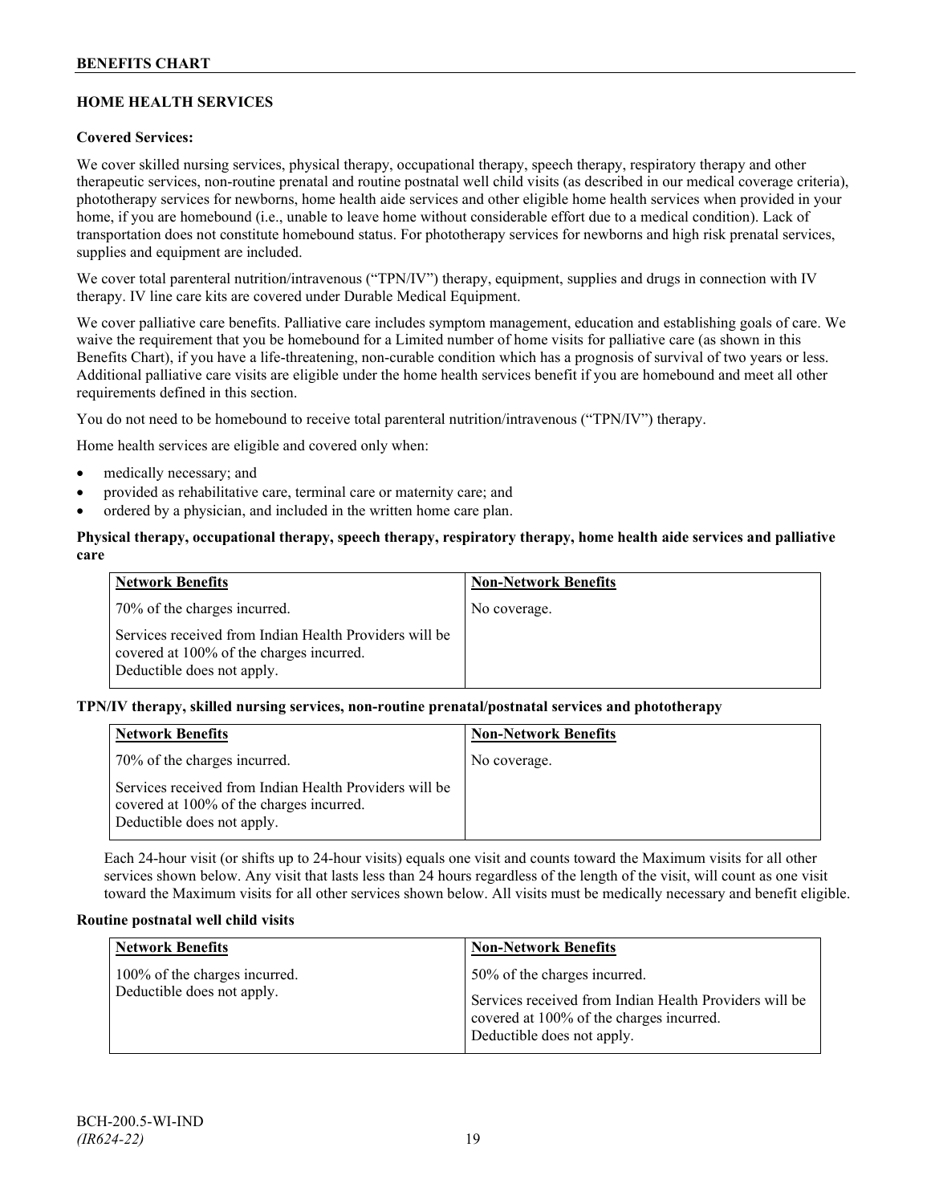## HOME HEALTH SERVICES

**Covered Services:**

We cover skilled nursing services, physical therapy, occupational therapy, speech therapy, respiratory therapy and other therapeutic services, non-routine prenatal and routine postnatal well child visits (as described in our medical coverage criteria), phototherapy services for newborns, home health aide services and other eligible home health services when provided in your home, if you are homebound (i.e., unable to leave home without considerable effort due to a medical condition). Lack of transportation does not constitute homebound status. For phototherapy services for newborns and high risk prenatal services, supplies and equipment are included.

We cover total parenteral nutrition/intravenous ("TPN/IV") therapy, equipment, supplies and drugs in connection with IV therapy. IV line care kits are covered under Durable Medical Equipment.

We cover palliative care benefits. Palliative care includes symptom management, education and establishing goals of care. We waive the requirement that you be homebound for a Limited number of home visits for palliative care (as shown in this Benefits Chart), if you have a life-threatening, non-curable condition which has a prognosis of survival of two years or less. Additional palliative care visits are eligible under the home health services benefit if you are homebound and meet all other requirements defined in this section.

You do not need to be homebound to receive total parenteral nutrition/intravenous ("TPN/IV") therapy.

Home health services are eligible and covered only when:

- medically necessary; and
- provided as rehabilitative care, terminal care or maternity care; and
- ordered by a physician, and included in the written home care plan.

**Physical therapy, occupational therapy, speech therapy, respiratory therapy, home health aide services and palliative care**

| Network Benefits | Non-Network Benefits |
|---|---|
| 70% of the charges incurred.<br><br>Services received from Indian Health Providers will be covered at 100% of the charges incurred. Deductible does not apply. | No coverage. |

**TPN/IV therapy, skilled nursing services, non-routine prenatal/postnatal services and phototherapy**

| Network Benefits | Non-Network Benefits |
|---|---|
| 70% of the charges incurred.<br><br>Services received from Indian Health Providers will be covered at 100% of the charges incurred. Deductible does not apply. | No coverage. |

Each 24-hour visit (or shifts up to 24-hour visits) equals one visit and counts toward the Maximum visits for all other services shown below. Any visit that lasts less than 24 hours regardless of the length of the visit, will count as one visit toward the Maximum visits for all other services shown below. All visits must be medically necessary and benefit eligible.

**Routine postnatal well child visits**

| Network Benefits | Non-Network Benefits |
|---|---|
| 100% of the charges incurred. Deductible does not apply. | 50% of the charges incurred.<br><br>Services received from Indian Health Providers will be covered at 100% of the charges incurred. Deductible does not apply. |

BCH-200.5-WI-IND
*(IR624-22)*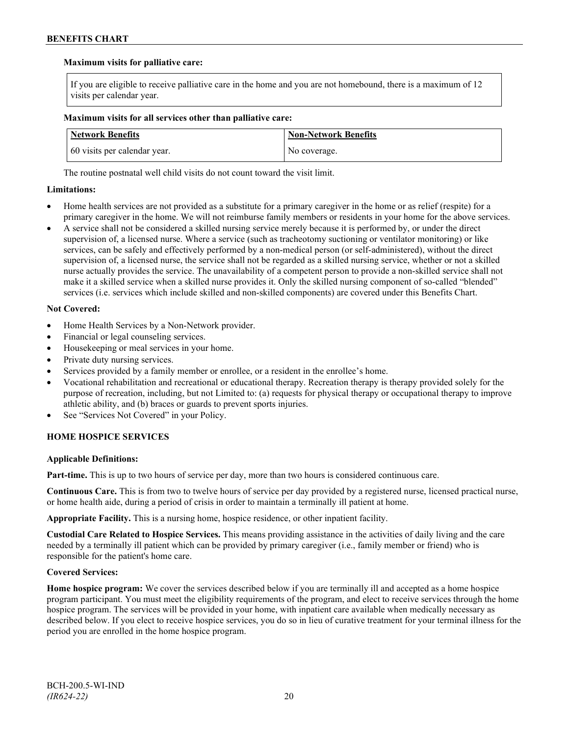**Maximum visits for palliative care:**

If you are eligible to receive palliative care in the home and you are not homebound, there is a maximum of 12 visits per calendar year.

**Maximum visits for all services other than palliative care:**

| Network Benefits | Non-Network Benefits |
| --- | --- |
| 60 visits per calendar year. | No coverage. |

The routine postnatal well child visits do not count toward the visit limit.

**Limitations:**

- Home health services are not provided as a substitute for a primary caregiver in the home or as relief (respite) for a primary caregiver in the home. We will not reimburse family members or residents in your home for the above services.
- A service shall not be considered a skilled nursing service merely because it is performed by, or under the direct supervision of, a licensed nurse. Where a service (such as tracheotomy suctioning or ventilator monitoring) or like services, can be safely and effectively performed by a non-medical person (or self-administered), without the direct supervision of, a licensed nurse, the service shall not be regarded as a skilled nursing service, whether or not a skilled nurse actually provides the service. The unavailability of a competent person to provide a non-skilled service shall not make it a skilled service when a skilled nurse provides it. Only the skilled nursing component of so-called "blended" services (i.e. services which include skilled and non-skilled components) are covered under this Benefits Chart.

**Not Covered:**

- Home Health Services by a Non-Network provider.
- Financial or legal counseling services.
- Housekeeping or meal services in your home.
- Private duty nursing services.
- Services provided by a family member or enrollee, or a resident in the enrollee's home.
- Vocational rehabilitation and recreational or educational therapy. Recreation therapy is therapy provided solely for the purpose of recreation, including, but not Limited to: (a) requests for physical therapy or occupational therapy to improve athletic ability, and (b) braces or guards to prevent sports injuries.
- See "Services Not Covered" in your Policy.

## HOME HOSPICE SERVICES

**Applicable Definitions:**

**Part-time.** This is up to two hours of service per day, more than two hours is considered continuous care.

**Continuous Care.** This is from two to twelve hours of service per day provided by a registered nurse, licensed practical nurse, or home health aide, during a period of crisis in order to maintain a terminally ill patient at home.

**Appropriate Facility.** This is a nursing home, hospice residence, or other inpatient facility.

**Custodial Care Related to Hospice Services.** This means providing assistance in the activities of daily living and the care needed by a terminally ill patient which can be provided by primary caregiver (i.e., family member or friend) who is responsible for the patient's home care.

**Covered Services:**

**Home hospice program:** We cover the services described below if you are terminally ill and accepted as a home hospice program participant. You must meet the eligibility requirements of the program, and elect to receive services through the home hospice program. The services will be provided in your home, with inpatient care available when medically necessary as described below. If you elect to receive hospice services, you do so in lieu of curative treatment for your terminal illness for the period you are enrolled in the home hospice program.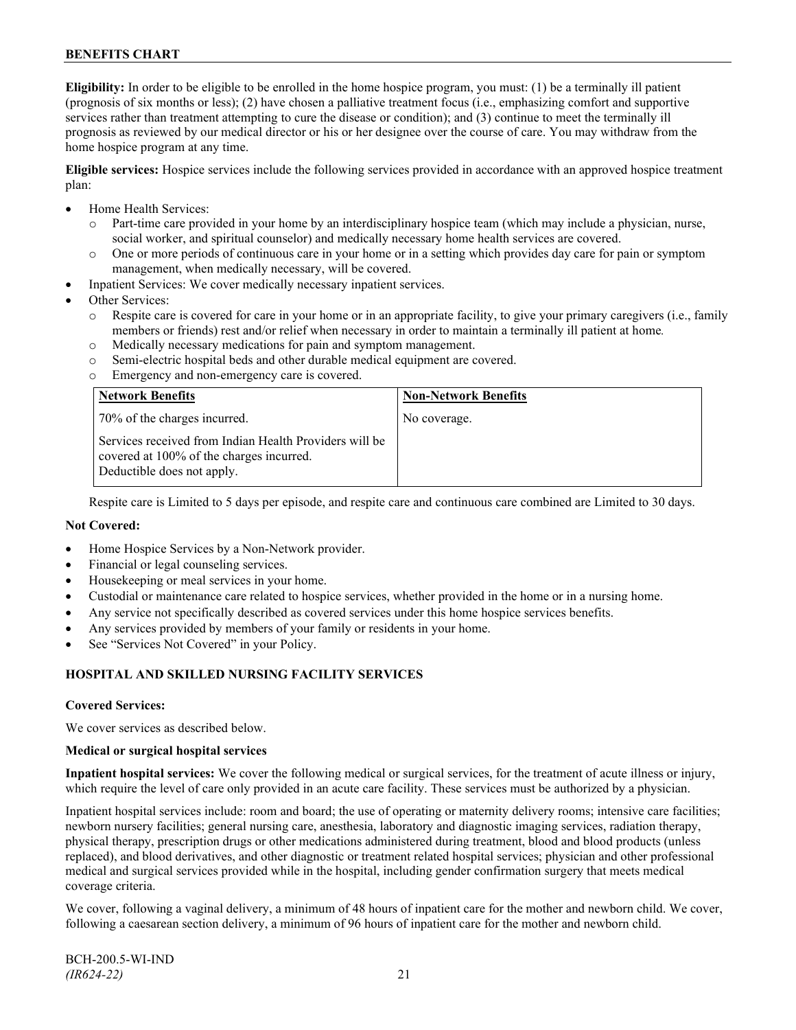**Eligibility:** In order to be eligible to be enrolled in the home hospice program, you must: (1) be a terminally ill patient (prognosis of six months or less); (2) have chosen a palliative treatment focus (i.e., emphasizing comfort and supportive services rather than treatment attempting to cure the disease or condition); and (3) continue to meet the terminally ill prognosis as reviewed by our medical director or his or her designee over the course of care. You may withdraw from the home hospice program at any time.

**Eligible services:** Hospice services include the following services provided in accordance with an approved hospice treatment plan:

- Home Health Services:
  - Part-time care provided in your home by an interdisciplinary hospice team (which may include a physician, nurse, social worker, and spiritual counselor) and medically necessary home health services are covered.
  - One or more periods of continuous care in your home or in a setting which provides day care for pain or symptom management, when medically necessary, will be covered.
- Inpatient Services: We cover medically necessary inpatient services.
- Other Services:
  - Respite care is covered for care in your home or in an appropriate facility, to give your primary caregivers (i.e., family members or friends) rest and/or relief when necessary in order to maintain a terminally ill patient at home.
  - Medically necessary medications for pain and symptom management.
  - Semi-electric hospital beds and other durable medical equipment are covered.
  - Emergency and non-emergency care is covered.

| Network Benefits | Non-Network Benefits |
|---|---|
| 70% of the charges incurred.<br><br>Services received from Indian Health Providers will be covered at 100% of the charges incurred. Deductible does not apply. | No coverage. |

Respite care is Limited to 5 days per episode, and respite care and continuous care combined are Limited to 30 days.

**Not Covered:**

- Home Hospice Services by a Non-Network provider.
- Financial or legal counseling services.
- Housekeeping or meal services in your home.
- Custodial or maintenance care related to hospice services, whether provided in the home or in a nursing home.
- Any service not specifically described as covered services under this home hospice services benefits.
- Any services provided by members of your family or residents in your home.
- See "Services Not Covered" in your Policy.

## HOSPITAL AND SKILLED NURSING FACILITY SERVICES

**Covered Services:**

We cover services as described below.

**Medical or surgical hospital services**

**Inpatient hospital services:** We cover the following medical or surgical services, for the treatment of acute illness or injury, which require the level of care only provided in an acute care facility. These services must be authorized by a physician.

Inpatient hospital services include: room and board; the use of operating or maternity delivery rooms; intensive care facilities; newborn nursery facilities; general nursing care, anesthesia, laboratory and diagnostic imaging services, radiation therapy, physical therapy, prescription drugs or other medications administered during treatment, blood and blood products (unless replaced), and blood derivatives, and other diagnostic or treatment related hospital services; physician and other professional medical and surgical services provided while in the hospital, including gender confirmation surgery that meets medical coverage criteria.

We cover, following a vaginal delivery, a minimum of 48 hours of inpatient care for the mother and newborn child. We cover, following a caesarean section delivery, a minimum of 96 hours of inpatient care for the mother and newborn child.

BCH-200.5-WI-IND
*(IR624-22)*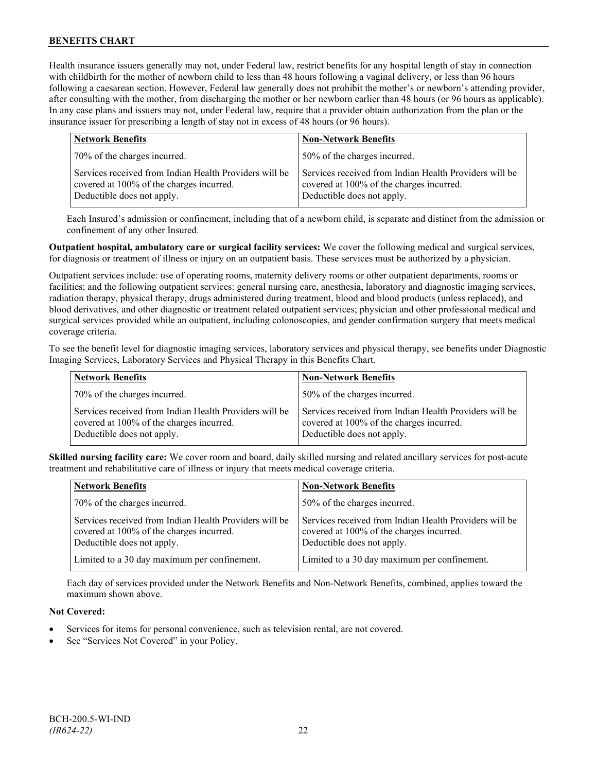Health insurance issuers generally may not, under Federal law, restrict benefits for any hospital length of stay in connection with childbirth for the mother of newborn child to less than 48 hours following a vaginal delivery, or less than 96 hours following a caesarean section. However, Federal law generally does not prohibit the mother's or newborn's attending provider, after consulting with the mother, from discharging the mother or her newborn earlier than 48 hours (or 96 hours as applicable). In any case plans and issuers may not, under Federal law, require that a provider obtain authorization from the plan or the insurance issuer for prescribing a length of stay not in excess of 48 hours (or 96 hours).

| Network Benefits | Non-Network Benefits |
|---|---|
| 70% of the charges incurred. | 50% of the charges incurred. |
| Services received from Indian Health Providers will be covered at 100% of the charges incurred. Deductible does not apply. | Services received from Indian Health Providers will be covered at 100% of the charges incurred. Deductible does not apply. |

Each Insured's admission or confinement, including that of a newborn child, is separate and distinct from the admission or confinement of any other Insured.

**Outpatient hospital, ambulatory care or surgical facility services:** We cover the following medical and surgical services, for diagnosis or treatment of illness or injury on an outpatient basis. These services must be authorized by a physician.

Outpatient services include: use of operating rooms, maternity delivery rooms or other outpatient departments, rooms or facilities; and the following outpatient services: general nursing care, anesthesia, laboratory and diagnostic imaging services, radiation therapy, physical therapy, drugs administered during treatment, blood and blood products (unless replaced), and blood derivatives, and other diagnostic or treatment related outpatient services; physician and other professional medical and surgical services provided while an outpatient, including colonoscopies, and gender confirmation surgery that meets medical coverage criteria.

To see the benefit level for diagnostic imaging services, laboratory services and physical therapy, see benefits under Diagnostic Imaging Services, Laboratory Services and Physical Therapy in this Benefits Chart.

| Network Benefits | Non-Network Benefits |
|---|---|
| 70% of the charges incurred. | 50% of the charges incurred. |
| Services received from Indian Health Providers will be covered at 100% of the charges incurred. Deductible does not apply. | Services received from Indian Health Providers will be covered at 100% of the charges incurred. Deductible does not apply. |

**Skilled nursing facility care:** We cover room and board, daily skilled nursing and related ancillary services for post-acute treatment and rehabilitative care of illness or injury that meets medical coverage criteria.

| Network Benefits | Non-Network Benefits |
|---|---|
| 70% of the charges incurred. | 50% of the charges incurred. |
| Services received from Indian Health Providers will be covered at 100% of the charges incurred. Deductible does not apply. | Services received from Indian Health Providers will be covered at 100% of the charges incurred. Deductible does not apply. |
| Limited to a 30 day maximum per confinement. | Limited to a 30 day maximum per confinement. |

Each day of services provided under the Network Benefits and Non-Network Benefits, combined, applies toward the maximum shown above.

**Not Covered:**

- Services for items for personal convenience, such as television rental, are not covered.
- See "Services Not Covered" in your Policy.

BCH-200.5-WI-IND
*(IR624-22)*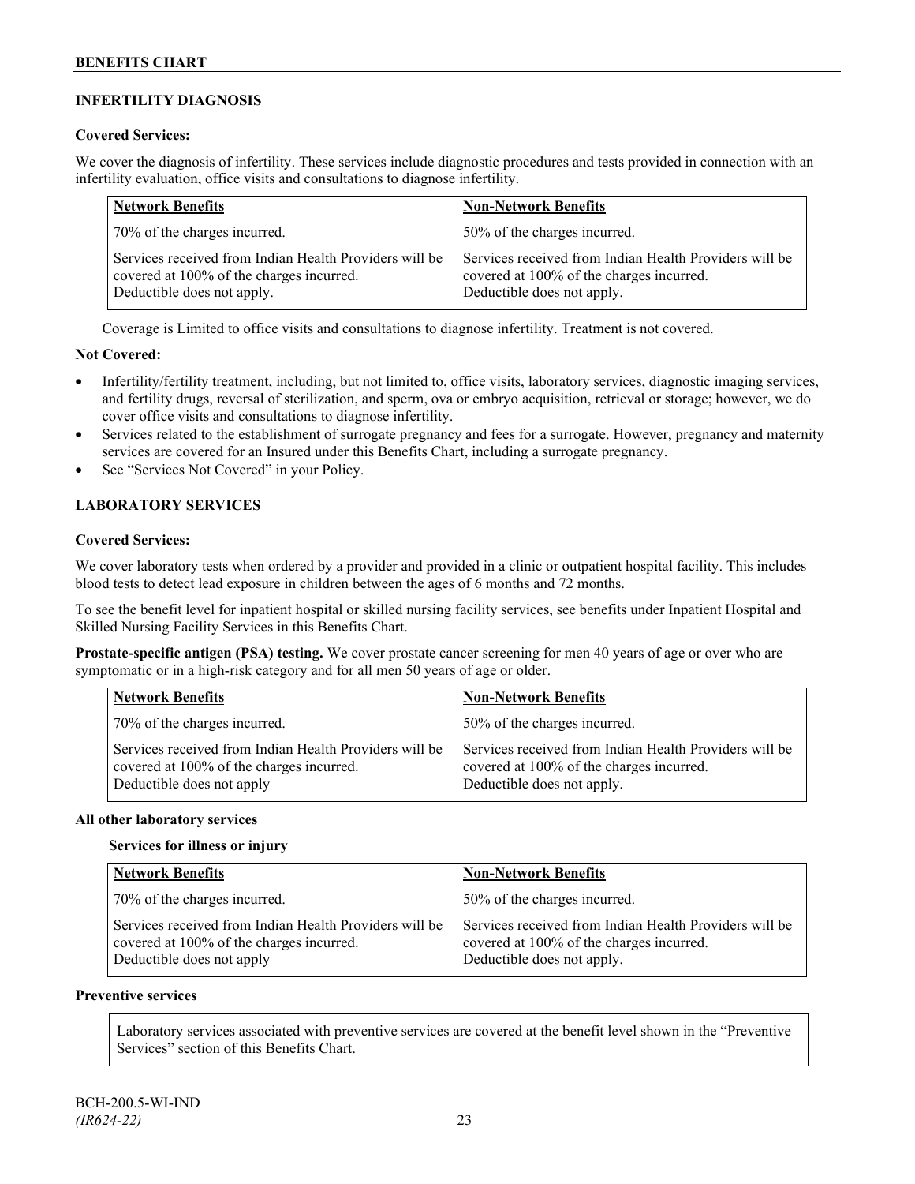## INFERTILITY DIAGNOSIS

**Covered Services:**

We cover the diagnosis of infertility. These services include diagnostic procedures and tests provided in connection with an infertility evaluation, office visits and consultations to diagnose infertility.

| Network Benefits | Non-Network Benefits |
|---|---|
| 70% of the charges incurred. | 50% of the charges incurred. |
| Services received from Indian Health Providers will be covered at 100% of the charges incurred. Deductible does not apply. | Services received from Indian Health Providers will be covered at 100% of the charges incurred. Deductible does not apply. |

Coverage is Limited to office visits and consultations to diagnose infertility. Treatment is not covered.

**Not Covered:**

- Infertility/fertility treatment, including, but not limited to, office visits, laboratory services, diagnostic imaging services, and fertility drugs, reversal of sterilization, and sperm, ova or embryo acquisition, retrieval or storage; however, we do cover office visits and consultations to diagnose infertility.
- Services related to the establishment of surrogate pregnancy and fees for a surrogate. However, pregnancy and maternity services are covered for an Insured under this Benefits Chart, including a surrogate pregnancy.
- See "Services Not Covered" in your Policy.

## LABORATORY SERVICES

**Covered Services:**

We cover laboratory tests when ordered by a provider and provided in a clinic or outpatient hospital facility. This includes blood tests to detect lead exposure in children between the ages of 6 months and 72 months.

To see the benefit level for inpatient hospital or skilled nursing facility services, see benefits under Inpatient Hospital and Skilled Nursing Facility Services in this Benefits Chart.

**Prostate-specific antigen (PSA) testing.** We cover prostate cancer screening for men 40 years of age or over who are symptomatic or in a high-risk category and for all men 50 years of age or older.

| Network Benefits | Non-Network Benefits |
|---|---|
| 70% of the charges incurred. | 50% of the charges incurred. |
| Services received from Indian Health Providers will be covered at 100% of the charges incurred. Deductible does not apply | Services received from Indian Health Providers will be covered at 100% of the charges incurred. Deductible does not apply. |

**All other laboratory services**

**Services for illness or injury**

| Network Benefits | Non-Network Benefits |
|---|---|
| 70% of the charges incurred. | 50% of the charges incurred. |
| Services received from Indian Health Providers will be covered at 100% of the charges incurred. Deductible does not apply | Services received from Indian Health Providers will be covered at 100% of the charges incurred. Deductible does not apply. |

**Preventive services**

Laboratory services associated with preventive services are covered at the benefit level shown in the "Preventive Services" section of this Benefits Chart.

BCH-200.5-WI-IND
*(IR624-22)*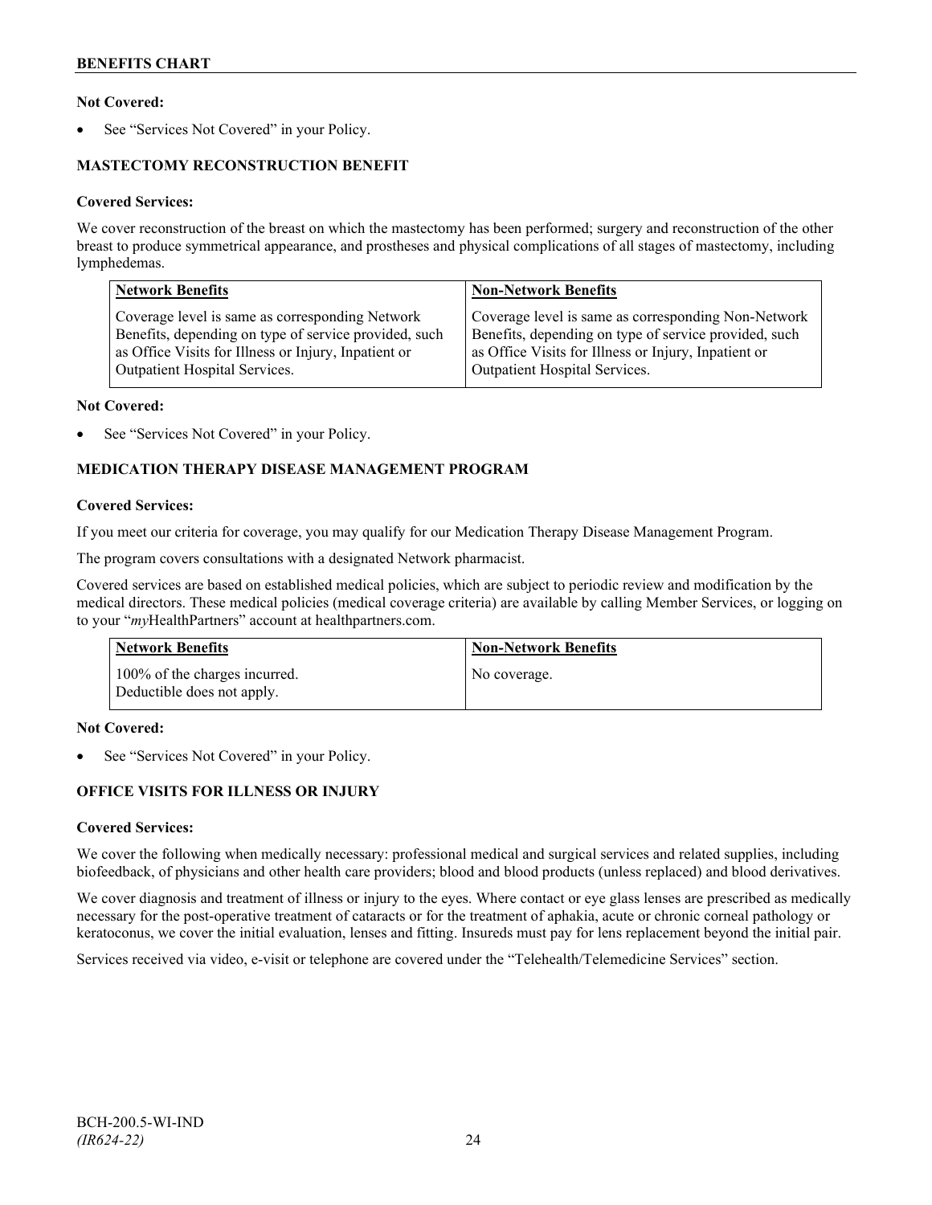**Not Covered:**

- See "Services Not Covered" in your Policy.

## MASTECTOMY RECONSTRUCTION BENEFIT

**Covered Services:**

We cover reconstruction of the breast on which the mastectomy has been performed; surgery and reconstruction of the other breast to produce symmetrical appearance, and prostheses and physical complications of all stages of mastectomy, including lymphedemas.

| Network Benefits | Non-Network Benefits |
|---|---|
| Coverage level is same as corresponding Network Benefits, depending on type of service provided, such as Office Visits for Illness or Injury, Inpatient or Outpatient Hospital Services. | Coverage level is same as corresponding Non-Network Benefits, depending on type of service provided, such as Office Visits for Illness or Injury, Inpatient or Outpatient Hospital Services. |

**Not Covered:**

- See "Services Not Covered" in your Policy.

## MEDICATION THERAPY DISEASE MANAGEMENT PROGRAM

**Covered Services:**

If you meet our criteria for coverage, you may qualify for our Medication Therapy Disease Management Program.

The program covers consultations with a designated Network pharmacist.

Covered services are based on established medical policies, which are subject to periodic review and modification by the medical directors. These medical policies (medical coverage criteria) are available by calling Member Services, or logging on to your "*my*HealthPartners" account at healthpartners.com.

| Network Benefits | Non-Network Benefits |
|---|---|
| 100% of the charges incurred. Deductible does not apply. | No coverage. |

**Not Covered:**

- See "Services Not Covered" in your Policy.

## OFFICE VISITS FOR ILLNESS OR INJURY

**Covered Services:**

We cover the following when medically necessary: professional medical and surgical services and related supplies, including biofeedback, of physicians and other health care providers; blood and blood products (unless replaced) and blood derivatives.

We cover diagnosis and treatment of illness or injury to the eyes. Where contact or eye glass lenses are prescribed as medically necessary for the post-operative treatment of cataracts or for the treatment of aphakia, acute or chronic corneal pathology or keratoconus, we cover the initial evaluation, lenses and fitting. Insureds must pay for lens replacement beyond the initial pair.

Services received via video, e-visit or telephone are covered under the "Telehealth/Telemedicine Services" section.

BCH-200.5-WI-IND
*(IR624-22)*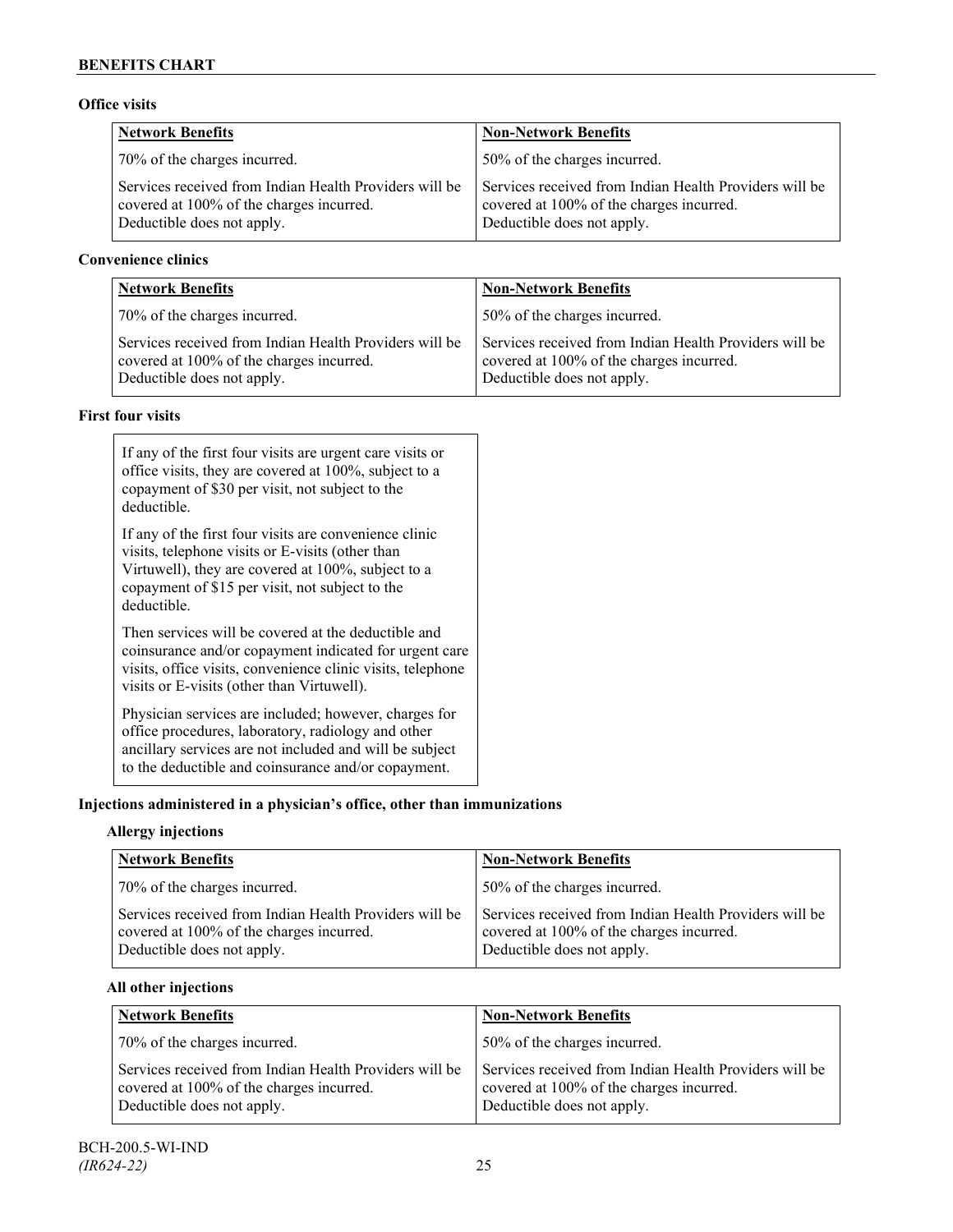## Office visits

| Network Benefits | Non-Network Benefits |
|---|---|
| 70% of the charges incurred. | 50% of the charges incurred. |
| Services received from Indian Health Providers will be covered at 100% of the charges incurred. Deductible does not apply. | Services received from Indian Health Providers will be covered at 100% of the charges incurred. Deductible does not apply. |

## Convenience clinics

| Network Benefits | Non-Network Benefits |
|---|---|
| 70% of the charges incurred. | 50% of the charges incurred. |
| Services received from Indian Health Providers will be covered at 100% of the charges incurred. Deductible does not apply. | Services received from Indian Health Providers will be covered at 100% of the charges incurred. Deductible does not apply. |

## First four visits

If any of the first four visits are urgent care visits or office visits, they are covered at 100%, subject to a copayment of $30 per visit, not subject to the deductible.

If any of the first four visits are convenience clinic visits, telephone visits or E-visits (other than Virtuwell), they are covered at 100%, subject to a copayment of $15 per visit, not subject to the deductible.

Then services will be covered at the deductible and coinsurance and/or copayment indicated for urgent care visits, office visits, convenience clinic visits, telephone visits or E-visits (other than Virtuwell).

Physician services are included; however, charges for office procedures, laboratory, radiology and other ancillary services are not included and will be subject to the deductible and coinsurance and/or copayment.

## Injections administered in a physician's office, other than immunizations

### Allergy injections

| Network Benefits | Non-Network Benefits |
|---|---|
| 70% of the charges incurred. | 50% of the charges incurred. |
| Services received from Indian Health Providers will be covered at 100% of the charges incurred. Deductible does not apply. | Services received from Indian Health Providers will be covered at 100% of the charges incurred. Deductible does not apply. |

### All other injections

| Network Benefits | Non-Network Benefits |
|---|---|
| 70% of the charges incurred. | 50% of the charges incurred. |
| Services received from Indian Health Providers will be covered at 100% of the charges incurred. Deductible does not apply. | Services received from Indian Health Providers will be covered at 100% of the charges incurred. Deductible does not apply. |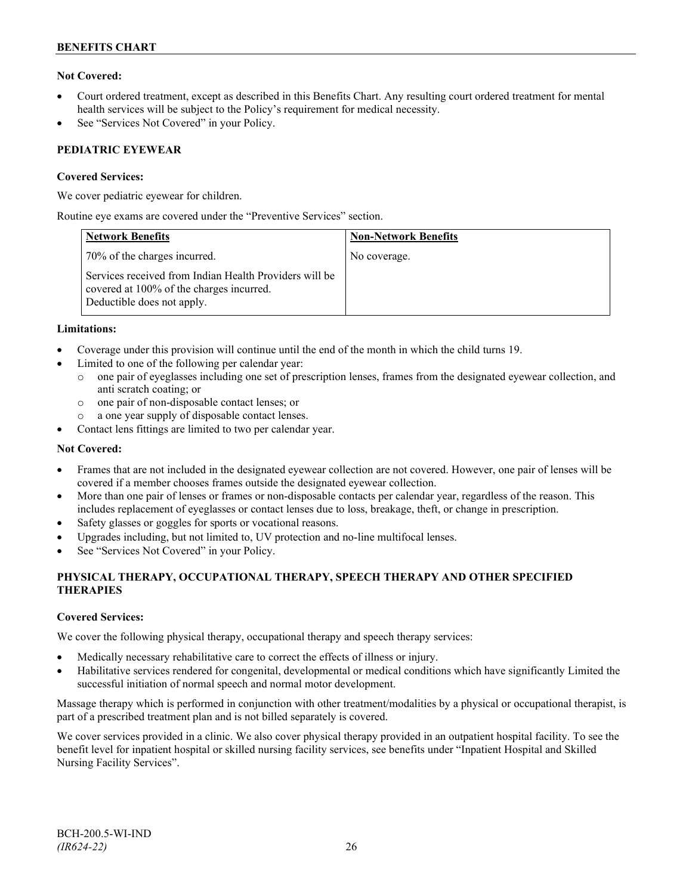**Not Covered:**

- Court ordered treatment, except as described in this Benefits Chart. Any resulting court ordered treatment for mental health services will be subject to the Policy's requirement for medical necessity.
- See "Services Not Covered" in your Policy.

## PEDIATRIC EYEWEAR

**Covered Services:**

We cover pediatric eyewear for children.

Routine eye exams are covered under the "Preventive Services" section.

| Network Benefits | Non-Network Benefits |
|---|---|
| 70% of the charges incurred.<br><br>Services received from Indian Health Providers will be covered at 100% of the charges incurred. Deductible does not apply. | No coverage. |

**Limitations:**

- Coverage under this provision will continue until the end of the month in which the child turns 19.
- Limited to one of the following per calendar year:
  - one pair of eyeglasses including one set of prescription lenses, frames from the designated eyewear collection, and anti scratch coating; or
  - one pair of non-disposable contact lenses; or
  - a one year supply of disposable contact lenses.
- Contact lens fittings are limited to two per calendar year.

**Not Covered:**

- Frames that are not included in the designated eyewear collection are not covered. However, one pair of lenses will be covered if a member chooses frames outside the designated eyewear collection.
- More than one pair of lenses or frames or non-disposable contacts per calendar year, regardless of the reason. This includes replacement of eyeglasses or contact lenses due to loss, breakage, theft, or change in prescription.
- Safety glasses or goggles for sports or vocational reasons.
- Upgrades including, but not limited to, UV protection and no-line multifocal lenses.
- See "Services Not Covered" in your Policy.

## PHYSICAL THERAPY, OCCUPATIONAL THERAPY, SPEECH THERAPY AND OTHER SPECIFIED THERAPIES

**Covered Services:**

We cover the following physical therapy, occupational therapy and speech therapy services:

- Medically necessary rehabilitative care to correct the effects of illness or injury.
- Habilitative services rendered for congenital, developmental or medical conditions which have significantly Limited the successful initiation of normal speech and normal motor development.

Massage therapy which is performed in conjunction with other treatment/modalities by a physical or occupational therapist, is part of a prescribed treatment plan and is not billed separately is covered.

We cover services provided in a clinic. We also cover physical therapy provided in an outpatient hospital facility. To see the benefit level for inpatient hospital or skilled nursing facility services, see benefits under "Inpatient Hospital and Skilled Nursing Facility Services".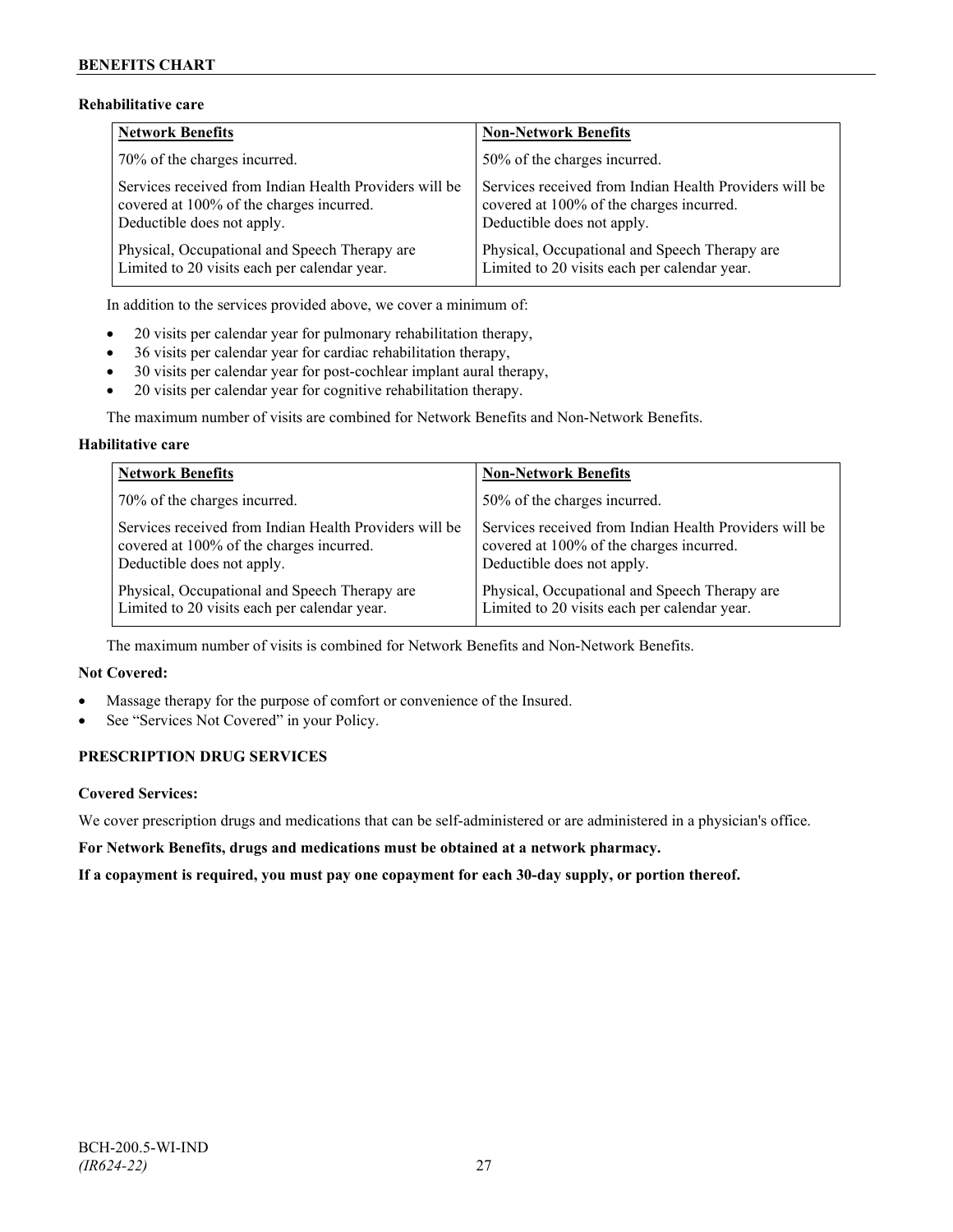**Rehabilitative care**

| Network Benefits | Non-Network Benefits |
|---|---|
| 70% of the charges incurred. | 50% of the charges incurred. |
| Services received from Indian Health Providers will be covered at 100% of the charges incurred. Deductible does not apply. | Services received from Indian Health Providers will be covered at 100% of the charges incurred. Deductible does not apply. |
| Physical, Occupational and Speech Therapy are Limited to 20 visits each per calendar year. | Physical, Occupational and Speech Therapy are Limited to 20 visits each per calendar year. |

In addition to the services provided above, we cover a minimum of:

- 20 visits per calendar year for pulmonary rehabilitation therapy,
- 36 visits per calendar year for cardiac rehabilitation therapy,
- 30 visits per calendar year for post-cochlear implant aural therapy,
- 20 visits per calendar year for cognitive rehabilitation therapy.

The maximum number of visits are combined for Network Benefits and Non-Network Benefits.

**Habilitative care**

| Network Benefits | Non-Network Benefits |
|---|---|
| 70% of the charges incurred. | 50% of the charges incurred. |
| Services received from Indian Health Providers will be covered at 100% of the charges incurred. Deductible does not apply. | Services received from Indian Health Providers will be covered at 100% of the charges incurred. Deductible does not apply. |
| Physical, Occupational and Speech Therapy are Limited to 20 visits each per calendar year. | Physical, Occupational and Speech Therapy are Limited to 20 visits each per calendar year. |

The maximum number of visits is combined for Network Benefits and Non-Network Benefits.

**Not Covered:**

- Massage therapy for the purpose of comfort or convenience of the Insured.
- See "Services Not Covered" in your Policy.

**PRESCRIPTION DRUG SERVICES**

**Covered Services:**

We cover prescription drugs and medications that can be self-administered or are administered in a physician's office.

**For Network Benefits, drugs and medications must be obtained at a network pharmacy.**

**If a copayment is required, you must pay one copayment for each 30-day supply, or portion thereof.**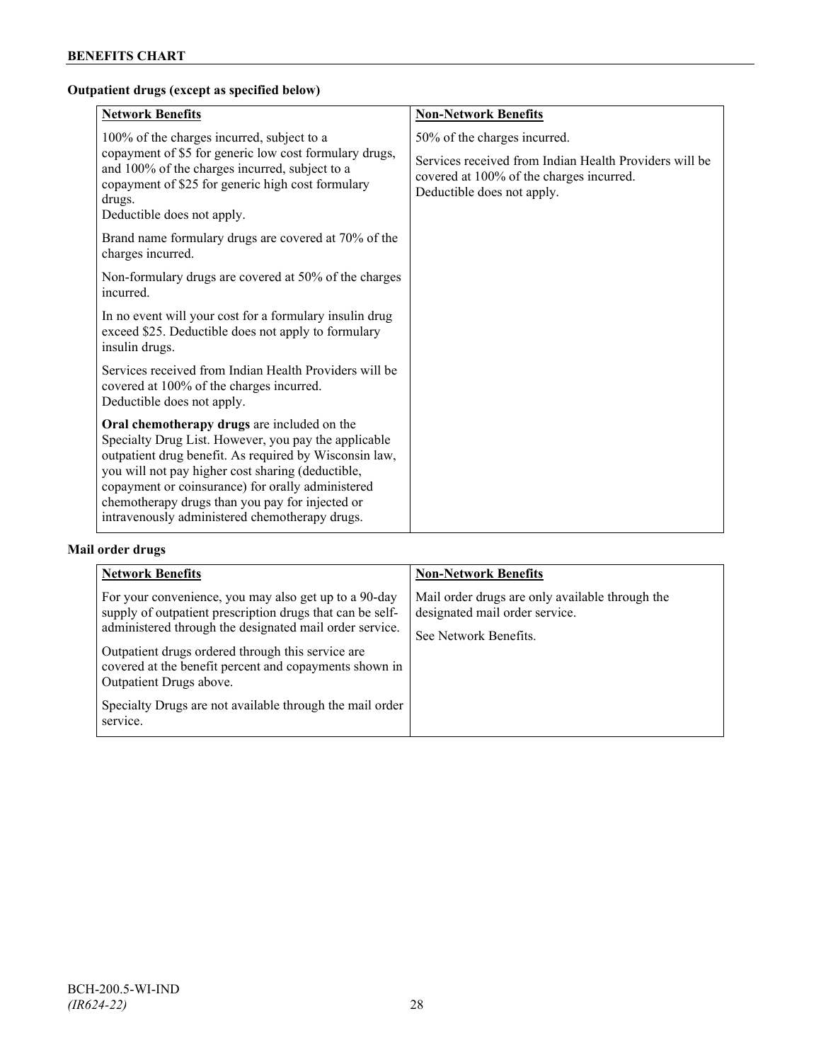## BENEFITS CHART

**Outpatient drugs (except as specified below)**

| Network Benefits | Non-Network Benefits |
|---|---|
| 100% of the charges incurred, subject to a copayment of $5 for generic low cost formulary drugs, and 100% of the charges incurred, subject to a copayment of $25 for generic high cost formulary drugs.<br>Deductible does not apply.<br><br>Brand name formulary drugs are covered at 70% of the charges incurred.<br><br>Non-formulary drugs are covered at 50% of the charges incurred.<br><br>In no event will your cost for a formulary insulin drug exceed $25. Deductible does not apply to formulary insulin drugs.<br><br>Services received from Indian Health Providers will be covered at 100% of the charges incurred.<br>Deductible does not apply.<br><br>**Oral chemotherapy drugs** are included on the Specialty Drug List. However, you pay the applicable outpatient drug benefit. As required by Wisconsin law, you will not pay higher cost sharing (deductible, copayment or coinsurance) for orally administered chemotherapy drugs than you pay for injected or intravenously administered chemotherapy drugs. | 50% of the charges incurred.<br><br>Services received from Indian Health Providers will be covered at 100% of the charges incurred.<br>Deductible does not apply. |

**Mail order drugs**

| Network Benefits | Non-Network Benefits |
|---|---|
| For your convenience, you may also get up to a 90-day supply of outpatient prescription drugs that can be self-administered through the designated mail order service.<br><br>Outpatient drugs ordered through this service are covered at the benefit percent and copayments shown in Outpatient Drugs above.<br><br>Specialty Drugs are not available through the mail order service. | Mail order drugs are only available through the designated mail order service.<br><br>See Network Benefits. |

BCH-200.5-WI-IND
*(IR624-22)*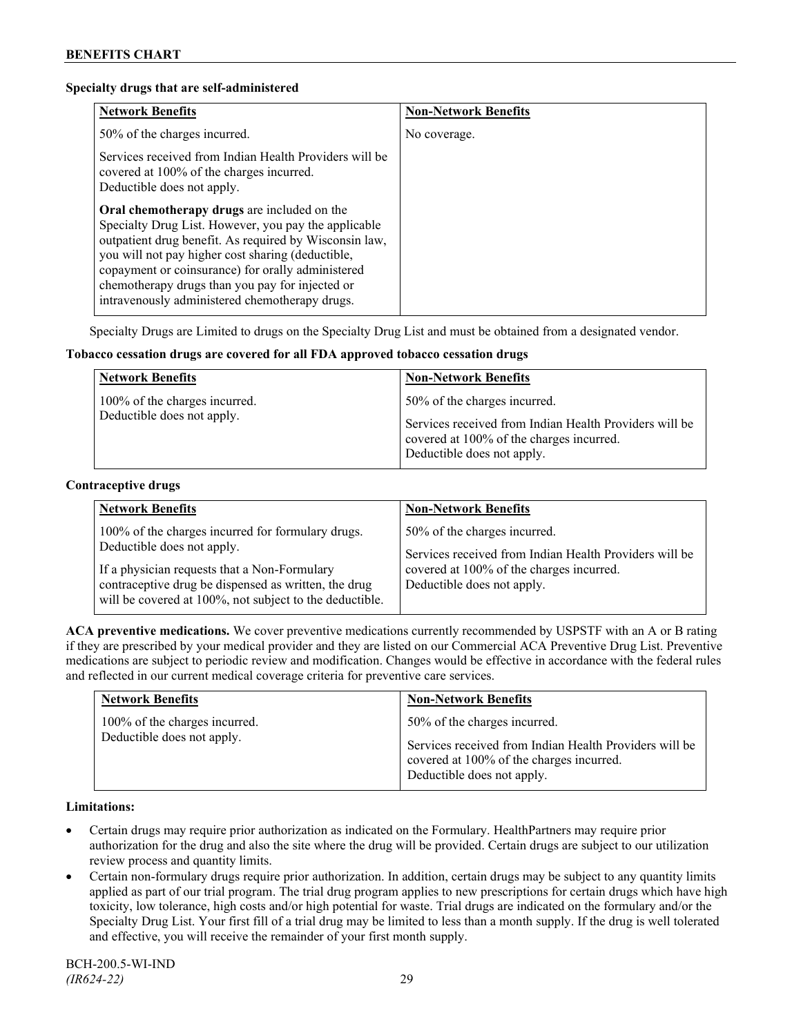**Specialty drugs that are self-administered**

| Network Benefits | Non-Network Benefits |
| --- | --- |
| 50% of the charges incurred.<br><br>Services received from Indian Health Providers will be covered at 100% of the charges incurred. Deductible does not apply.<br><br>**Oral chemotherapy drugs** are included on the Specialty Drug List. However, you pay the applicable outpatient drug benefit. As required by Wisconsin law, you will not pay higher cost sharing (deductible, copayment or coinsurance) for orally administered chemotherapy drugs than you pay for injected or intravenously administered chemotherapy drugs. | No coverage. |

Specialty Drugs are Limited to drugs on the Specialty Drug List and must be obtained from a designated vendor.

**Tobacco cessation drugs are covered for all FDA approved tobacco cessation drugs**

| Network Benefits | Non-Network Benefits |
| --- | --- |
| 100% of the charges incurred. Deductible does not apply. | 50% of the charges incurred.<br><br>Services received from Indian Health Providers will be covered at 100% of the charges incurred. Deductible does not apply. |

**Contraceptive drugs**

| Network Benefits | Non-Network Benefits |
| --- | --- |
| 100% of the charges incurred for formulary drugs. Deductible does not apply.<br><br>If a physician requests that a Non-Formulary contraceptive drug be dispensed as written, the drug will be covered at 100%, not subject to the deductible. | 50% of the charges incurred.<br><br>Services received from Indian Health Providers will be covered at 100% of the charges incurred. Deductible does not apply. |

**ACA preventive medications.** We cover preventive medications currently recommended by USPSTF with an A or B rating if they are prescribed by your medical provider and they are listed on our Commercial ACA Preventive Drug List. Preventive medications are subject to periodic review and modification. Changes would be effective in accordance with the federal rules and reflected in our current medical coverage criteria for preventive care services.

| Network Benefits | Non-Network Benefits |
| --- | --- |
| 100% of the charges incurred. Deductible does not apply. | 50% of the charges incurred.<br><br>Services received from Indian Health Providers will be covered at 100% of the charges incurred. Deductible does not apply. |

**Limitations:**

- Certain drugs may require prior authorization as indicated on the Formulary. HealthPartners may require prior authorization for the drug and also the site where the drug will be provided. Certain drugs are subject to our utilization review process and quantity limits.
- Certain non-formulary drugs require prior authorization. In addition, certain drugs may be subject to any quantity limits applied as part of our trial program. The trial drug program applies to new prescriptions for certain drugs which have high toxicity, low tolerance, high costs and/or high potential for waste. Trial drugs are indicated on the formulary and/or the Specialty Drug List. Your first fill of a trial drug may be limited to less than a month supply. If the drug is well tolerated and effective, you will receive the remainder of your first month supply.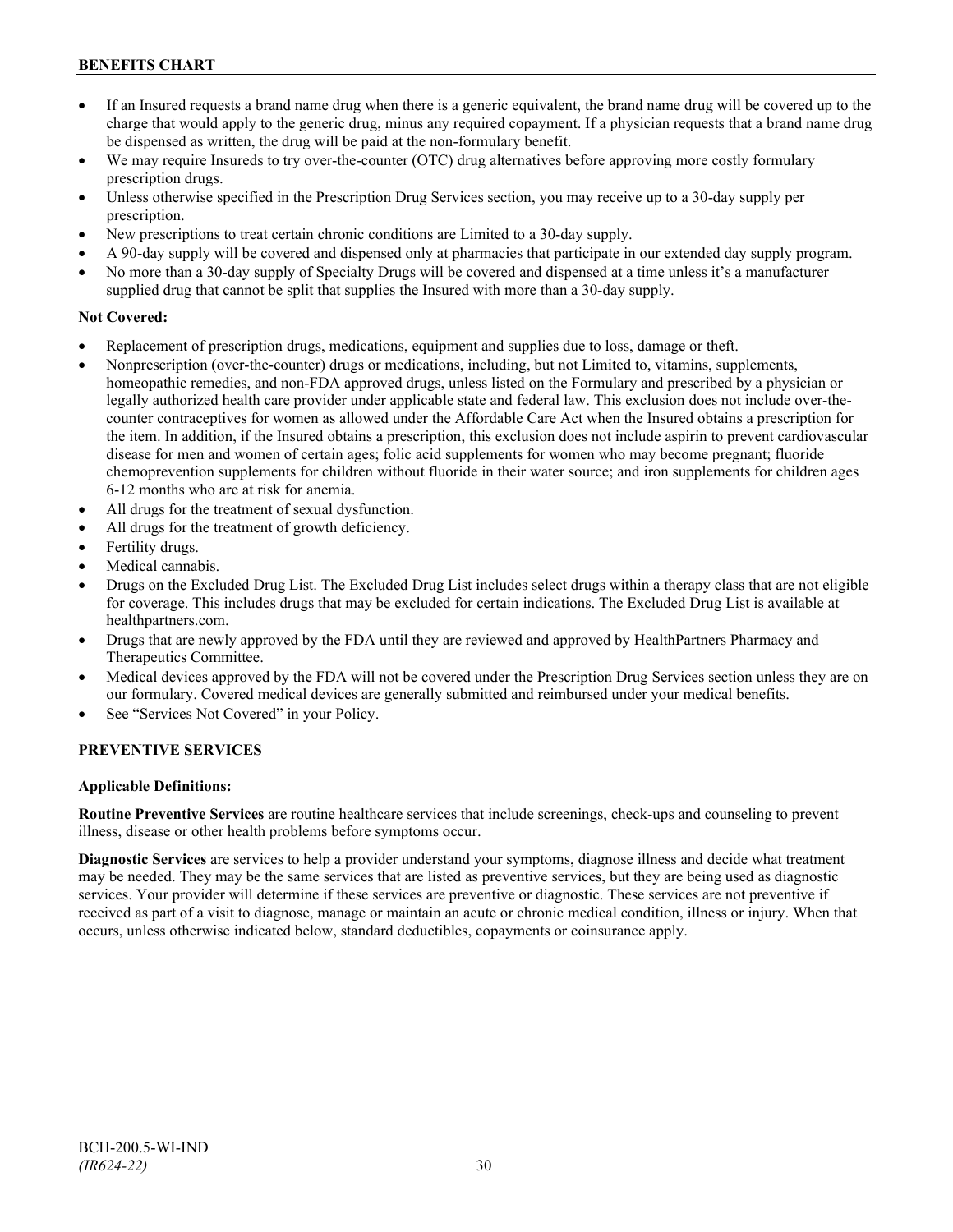- If an Insured requests a brand name drug when there is a generic equivalent, the brand name drug will be covered up to the charge that would apply to the generic drug, minus any required copayment. If a physician requests that a brand name drug be dispensed as written, the drug will be paid at the non-formulary benefit.
- We may require Insureds to try over-the-counter (OTC) drug alternatives before approving more costly formulary prescription drugs.
- Unless otherwise specified in the Prescription Drug Services section, you may receive up to a 30-day supply per prescription.
- New prescriptions to treat certain chronic conditions are Limited to a 30-day supply.
- A 90-day supply will be covered and dispensed only at pharmacies that participate in our extended day supply program.
- No more than a 30-day supply of Specialty Drugs will be covered and dispensed at a time unless it's a manufacturer supplied drug that cannot be split that supplies the Insured with more than a 30-day supply.

**Not Covered:**

- Replacement of prescription drugs, medications, equipment and supplies due to loss, damage or theft.
- Nonprescription (over-the-counter) drugs or medications, including, but not Limited to, vitamins, supplements, homeopathic remedies, and non-FDA approved drugs, unless listed on the Formulary and prescribed by a physician or legally authorized health care provider under applicable state and federal law. This exclusion does not include over-the-counter contraceptives for women as allowed under the Affordable Care Act when the Insured obtains a prescription for the item. In addition, if the Insured obtains a prescription, this exclusion does not include aspirin to prevent cardiovascular disease for men and women of certain ages; folic acid supplements for women who may become pregnant; fluoride chemoprevention supplements for children without fluoride in their water source; and iron supplements for children ages 6-12 months who are at risk for anemia.
- All drugs for the treatment of sexual dysfunction.
- All drugs for the treatment of growth deficiency.
- Fertility drugs.
- Medical cannabis.
- Drugs on the Excluded Drug List. The Excluded Drug List includes select drugs within a therapy class that are not eligible for coverage. This includes drugs that may be excluded for certain indications. The Excluded Drug List is available at healthpartners.com.
- Drugs that are newly approved by the FDA until they are reviewed and approved by HealthPartners Pharmacy and Therapeutics Committee.
- Medical devices approved by the FDA will not be covered under the Prescription Drug Services section unless they are on our formulary. Covered medical devices are generally submitted and reimbursed under your medical benefits.
- See "Services Not Covered" in your Policy.

## PREVENTIVE SERVICES

**Applicable Definitions:**

**Routine Preventive Services** are routine healthcare services that include screenings, check-ups and counseling to prevent illness, disease or other health problems before symptoms occur.

**Diagnostic Services** are services to help a provider understand your symptoms, diagnose illness and decide what treatment may be needed. They may be the same services that are listed as preventive services, but they are being used as diagnostic services. Your provider will determine if these services are preventive or diagnostic. These services are not preventive if received as part of a visit to diagnose, manage or maintain an acute or chronic medical condition, illness or injury. When that occurs, unless otherwise indicated below, standard deductibles, copayments or coinsurance apply.

BCH-200.5-WI-IND
*(IR624-22)*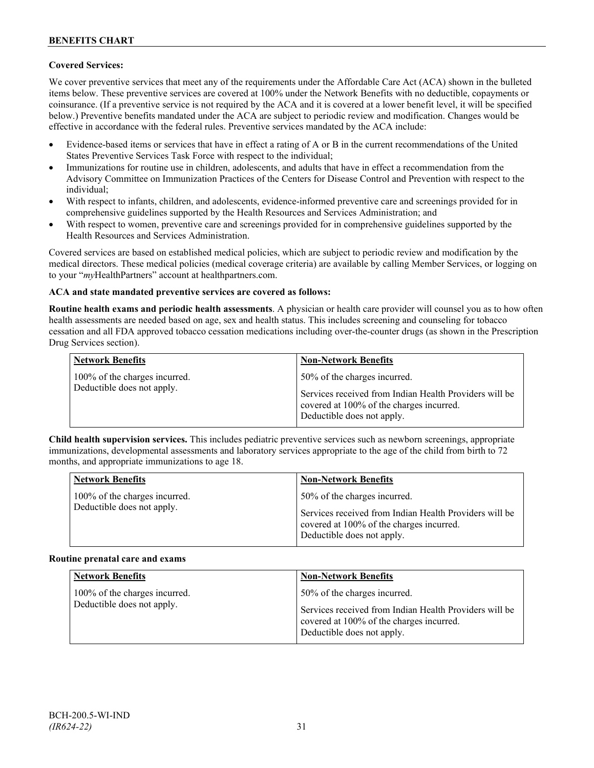**Covered Services:**

We cover preventive services that meet any of the requirements under the Affordable Care Act (ACA) shown in the bulleted items below. These preventive services are covered at 100% under the Network Benefits with no deductible, copayments or coinsurance. (If a preventive service is not required by the ACA and it is covered at a lower benefit level, it will be specified below.) Preventive benefits mandated under the ACA are subject to periodic review and modification. Changes would be effective in accordance with the federal rules. Preventive services mandated by the ACA include:

- Evidence-based items or services that have in effect a rating of A or B in the current recommendations of the United States Preventive Services Task Force with respect to the individual;
- Immunizations for routine use in children, adolescents, and adults that have in effect a recommendation from the Advisory Committee on Immunization Practices of the Centers for Disease Control and Prevention with respect to the individual;
- With respect to infants, children, and adolescents, evidence-informed preventive care and screenings provided for in comprehensive guidelines supported by the Health Resources and Services Administration; and
- With respect to women, preventive care and screenings provided for in comprehensive guidelines supported by the Health Resources and Services Administration.

Covered services are based on established medical policies, which are subject to periodic review and modification by the medical directors. These medical policies (medical coverage criteria) are available by calling Member Services, or logging on to your "*my*HealthPartners" account at healthpartners.com.

**ACA and state mandated preventive services are covered as follows:**

**Routine health exams and periodic health assessments**. A physician or health care provider will counsel you as to how often health assessments are needed based on age, sex and health status. This includes screening and counseling for tobacco cessation and all FDA approved tobacco cessation medications including over-the-counter drugs (as shown in the Prescription Drug Services section).

| Network Benefits | Non-Network Benefits |
|---|---|
| 100% of the charges incurred. Deductible does not apply. | 50% of the charges incurred.<br><br>Services received from Indian Health Providers will be covered at 100% of the charges incurred. Deductible does not apply. |

**Child health supervision services.** This includes pediatric preventive services such as newborn screenings, appropriate immunizations, developmental assessments and laboratory services appropriate to the age of the child from birth to 72 months, and appropriate immunizations to age 18.

| Network Benefits | Non-Network Benefits |
|---|---|
| 100% of the charges incurred. Deductible does not apply. | 50% of the charges incurred.<br><br>Services received from Indian Health Providers will be covered at 100% of the charges incurred. Deductible does not apply. |

**Routine prenatal care and exams**

| Network Benefits | Non-Network Benefits |
|---|---|
| 100% of the charges incurred. Deductible does not apply. | 50% of the charges incurred.<br><br>Services received from Indian Health Providers will be covered at 100% of the charges incurred. Deductible does not apply. |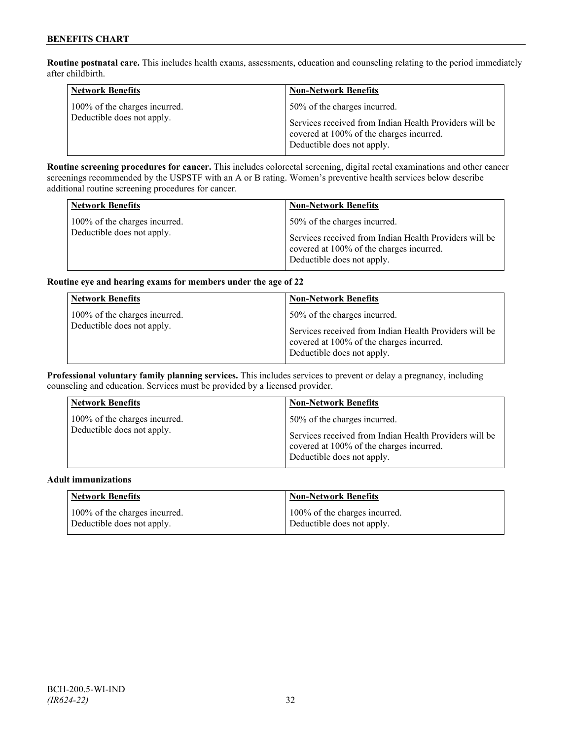**Routine postnatal care.** This includes health exams, assessments, education and counseling relating to the period immediately after childbirth.

| Network Benefits | Non-Network Benefits |
|---|---|
| 100% of the charges incurred.<br>Deductible does not apply. | 50% of the charges incurred.<br><br>Services received from Indian Health Providers will be covered at 100% of the charges incurred.<br>Deductible does not apply. |

**Routine screening procedures for cancer.** This includes colorectal screening, digital rectal examinations and other cancer screenings recommended by the USPSTF with an A or B rating. Women's preventive health services below describe additional routine screening procedures for cancer.

| Network Benefits | Non-Network Benefits |
|---|---|
| 100% of the charges incurred.<br>Deductible does not apply. | 50% of the charges incurred.<br><br>Services received from Indian Health Providers will be covered at 100% of the charges incurred.<br>Deductible does not apply. |

**Routine eye and hearing exams for members under the age of 22**

| Network Benefits | Non-Network Benefits |
|---|---|
| 100% of the charges incurred.<br>Deductible does not apply. | 50% of the charges incurred.<br><br>Services received from Indian Health Providers will be covered at 100% of the charges incurred.<br>Deductible does not apply. |

**Professional voluntary family planning services.** This includes services to prevent or delay a pregnancy, including counseling and education. Services must be provided by a licensed provider.

| Network Benefits | Non-Network Benefits |
|---|---|
| 100% of the charges incurred.<br>Deductible does not apply. | 50% of the charges incurred.<br><br>Services received from Indian Health Providers will be covered at 100% of the charges incurred.<br>Deductible does not apply. |

**Adult immunizations**

| Network Benefits | Non-Network Benefits |
|---|---|
| 100% of the charges incurred.<br>Deductible does not apply. | 100% of the charges incurred.<br>Deductible does not apply. |

BCH-200.5-WI-IND
*(IR624-22)*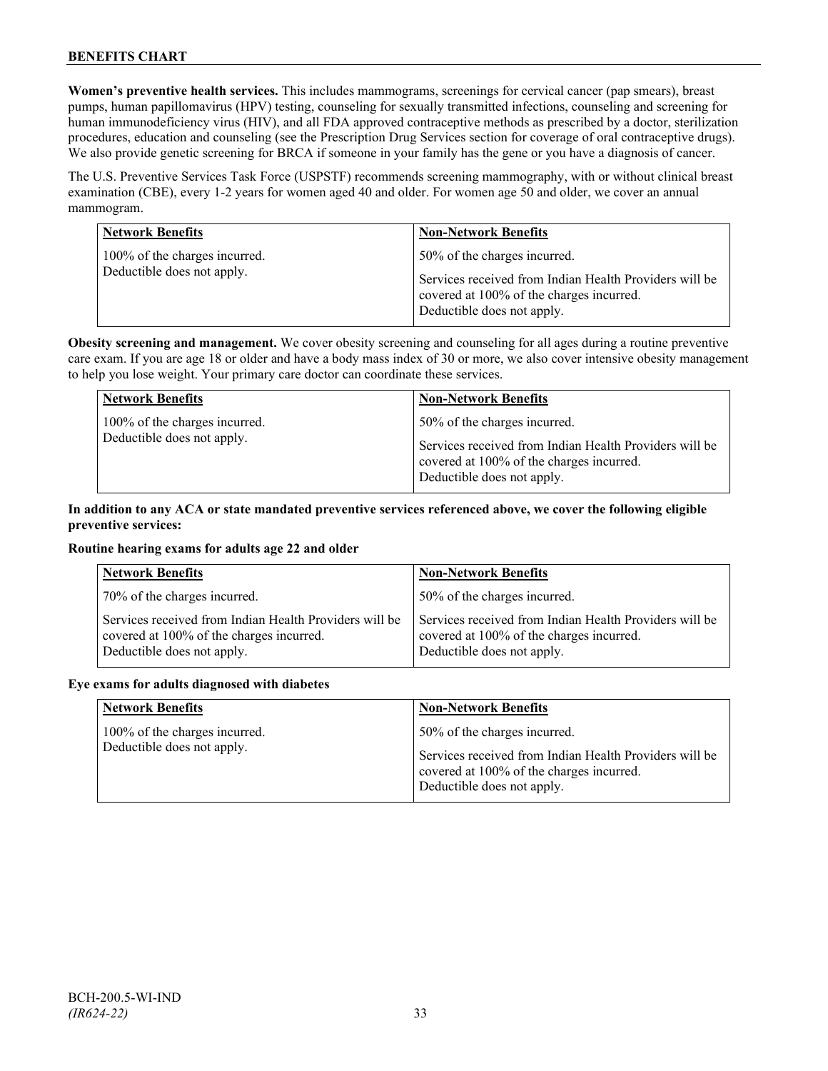**Women's preventive health services.** This includes mammograms, screenings for cervical cancer (pap smears), breast pumps, human papillomavirus (HPV) testing, counseling for sexually transmitted infections, counseling and screening for human immunodeficiency virus (HIV), and all FDA approved contraceptive methods as prescribed by a doctor, sterilization procedures, education and counseling (see the Prescription Drug Services section for coverage of oral contraceptive drugs). We also provide genetic screening for BRCA if someone in your family has the gene or you have a diagnosis of cancer.

The U.S. Preventive Services Task Force (USPSTF) recommends screening mammography, with or without clinical breast examination (CBE), every 1-2 years for women aged 40 and older. For women age 50 and older, we cover an annual mammogram.

| Network Benefits | Non-Network Benefits |
|---|---|
| 100% of the charges incurred.<br>Deductible does not apply. | 50% of the charges incurred.<br><br>Services received from Indian Health Providers will be covered at 100% of the charges incurred.<br>Deductible does not apply. |

**Obesity screening and management.** We cover obesity screening and counseling for all ages during a routine preventive care exam. If you are age 18 or older and have a body mass index of 30 or more, we also cover intensive obesity management to help you lose weight. Your primary care doctor can coordinate these services.

| Network Benefits | Non-Network Benefits |
|---|---|
| 100% of the charges incurred.<br>Deductible does not apply. | 50% of the charges incurred.<br><br>Services received from Indian Health Providers will be covered at 100% of the charges incurred.<br>Deductible does not apply. |

**In addition to any ACA or state mandated preventive services referenced above, we cover the following eligible preventive services:**

**Routine hearing exams for adults age 22 and older**

| Network Benefits | Non-Network Benefits |
|---|---|
| 70% of the charges incurred. | 50% of the charges incurred. |
| Services received from Indian Health Providers will be covered at 100% of the charges incurred.<br>Deductible does not apply. | Services received from Indian Health Providers will be covered at 100% of the charges incurred.<br>Deductible does not apply. |

**Eye exams for adults diagnosed with diabetes**

| Network Benefits | Non-Network Benefits |
|---|---|
| 100% of the charges incurred.<br>Deductible does not apply. | 50% of the charges incurred.<br><br>Services received from Indian Health Providers will be covered at 100% of the charges incurred.<br>Deductible does not apply. |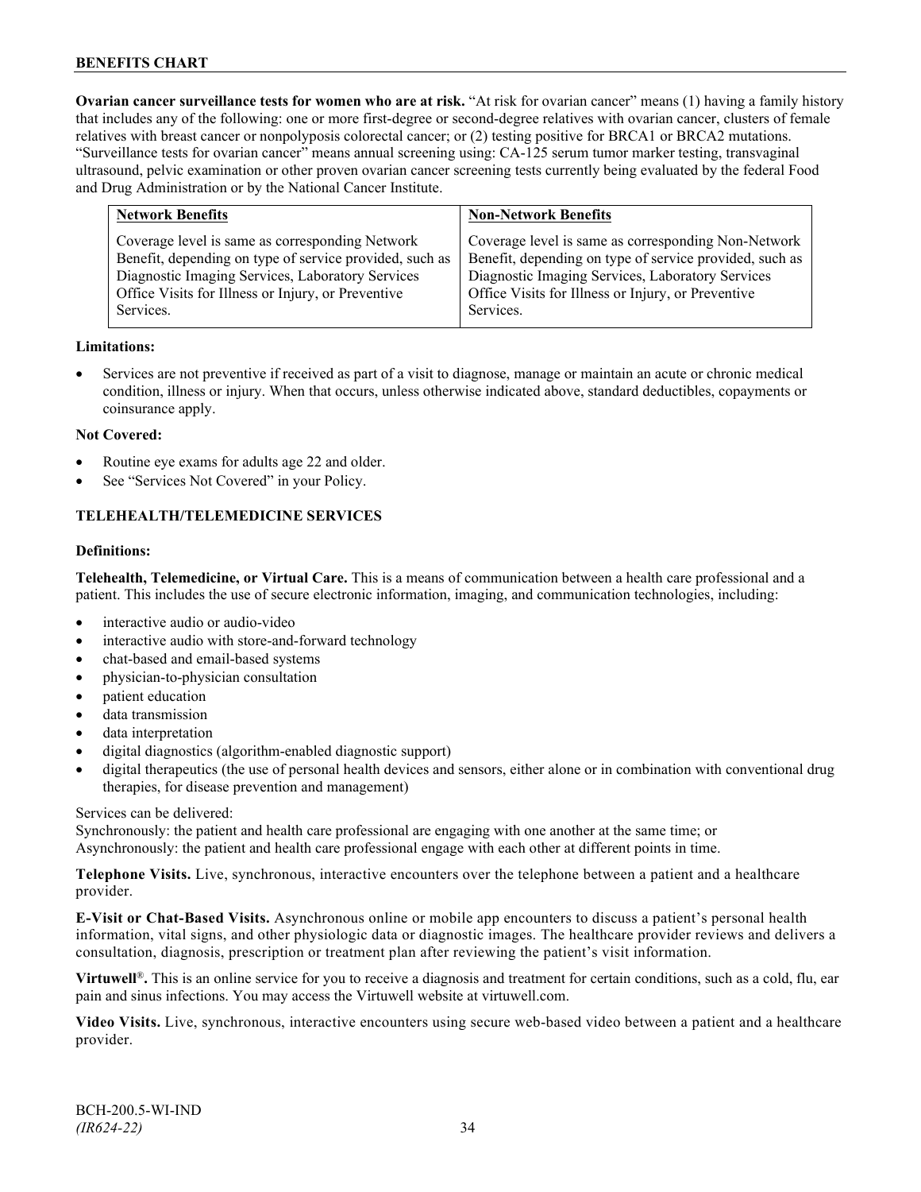**Ovarian cancer surveillance tests for women who are at risk.** "At risk for ovarian cancer" means (1) having a family history that includes any of the following: one or more first-degree or second-degree relatives with ovarian cancer, clusters of female relatives with breast cancer or nonpolyposis colorectal cancer; or (2) testing positive for BRCA1 or BRCA2 mutations. "Surveillance tests for ovarian cancer" means annual screening using: CA-125 serum tumor marker testing, transvaginal ultrasound, pelvic examination or other proven ovarian cancer screening tests currently being evaluated by the federal Food and Drug Administration or by the National Cancer Institute.

| Network Benefits | Non-Network Benefits |
|---|---|
| Coverage level is same as corresponding Network Benefit, depending on type of service provided, such as Diagnostic Imaging Services, Laboratory Services Office Visits for Illness or Injury, or Preventive Services. | Coverage level is same as corresponding Non-Network Benefit, depending on type of service provided, such as Diagnostic Imaging Services, Laboratory Services Office Visits for Illness or Injury, or Preventive Services. |

**Limitations:**

- Services are not preventive if received as part of a visit to diagnose, manage or maintain an acute or chronic medical condition, illness or injury. When that occurs, unless otherwise indicated above, standard deductibles, copayments or coinsurance apply.

**Not Covered:**

- Routine eye exams for adults age 22 and older.
- See "Services Not Covered" in your Policy.

## TELEHEALTH/TELEMEDICINE SERVICES

**Definitions:**

**Telehealth, Telemedicine, or Virtual Care.** This is a means of communication between a health care professional and a patient. This includes the use of secure electronic information, imaging, and communication technologies, including:

- interactive audio or audio-video
- interactive audio with store-and-forward technology
- chat-based and email-based systems
- physician-to-physician consultation
- patient education
- data transmission
- data interpretation
- digital diagnostics (algorithm-enabled diagnostic support)
- digital therapeutics (the use of personal health devices and sensors, either alone or in combination with conventional drug therapies, for disease prevention and management)

Services can be delivered:
Synchronously: the patient and health care professional are engaging with one another at the same time; or
Asynchronously: the patient and health care professional engage with each other at different points in time.

**Telephone Visits.** Live, synchronous, interactive encounters over the telephone between a patient and a healthcare provider.

**E-Visit or Chat-Based Visits.** Asynchronous online or mobile app encounters to discuss a patient's personal health information, vital signs, and other physiologic data or diagnostic images. The healthcare provider reviews and delivers a consultation, diagnosis, prescription or treatment plan after reviewing the patient's visit information.

**Virtuwell®.** This is an online service for you to receive a diagnosis and treatment for certain conditions, such as a cold, flu, ear pain and sinus infections. You may access the Virtuwell website at virtuwell.com.

**Video Visits.** Live, synchronous, interactive encounters using secure web-based video between a patient and a healthcare provider.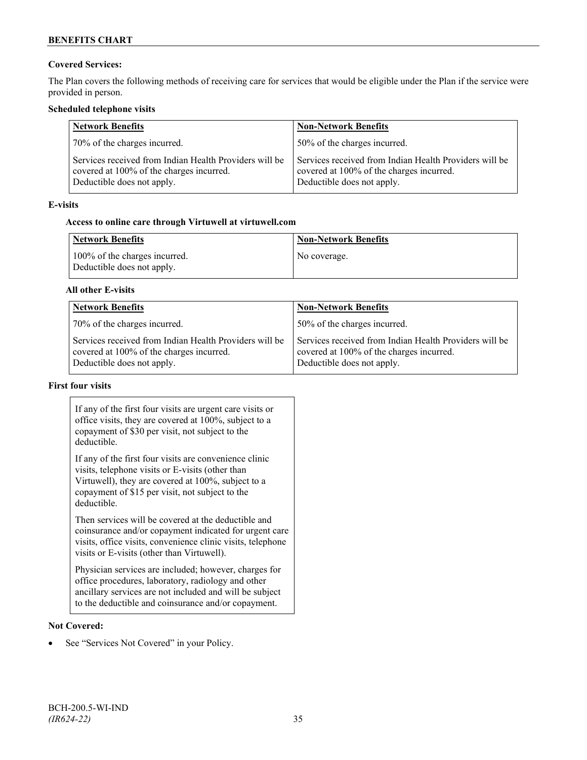**Covered Services:**

The Plan covers the following methods of receiving care for services that would be eligible under the Plan if the service were provided in person.

**Scheduled telephone visits**

| Network Benefits | Non-Network Benefits |
|---|---|
| 70% of the charges incurred. | 50% of the charges incurred. |
| Services received from Indian Health Providers will be covered at 100% of the charges incurred. Deductible does not apply. | Services received from Indian Health Providers will be covered at 100% of the charges incurred. Deductible does not apply. |

**E-visits**

**Access to online care through Virtuwell at virtuwell.com**

| Network Benefits | Non-Network Benefits |
|---|---|
| 100% of the charges incurred. Deductible does not apply. | No coverage. |

**All other E-visits**

| Network Benefits | Non-Network Benefits |
|---|---|
| 70% of the charges incurred. | 50% of the charges incurred. |
| Services received from Indian Health Providers will be covered at 100% of the charges incurred. Deductible does not apply. | Services received from Indian Health Providers will be covered at 100% of the charges incurred. Deductible does not apply. |

**First four visits**

If any of the first four visits are urgent care visits or office visits, they are covered at 100%, subject to a copayment of $30 per visit, not subject to the deductible.

If any of the first four visits are convenience clinic visits, telephone visits or E-visits (other than Virtuwell), they are covered at 100%, subject to a copayment of $15 per visit, not subject to the deductible.

Then services will be covered at the deductible and coinsurance and/or copayment indicated for urgent care visits, office visits, convenience clinic visits, telephone visits or E-visits (other than Virtuwell).

Physician services are included; however, charges for office procedures, laboratory, radiology and other ancillary services are not included and will be subject to the deductible and coinsurance and/or copayment.

**Not Covered:**

- See "Services Not Covered" in your Policy.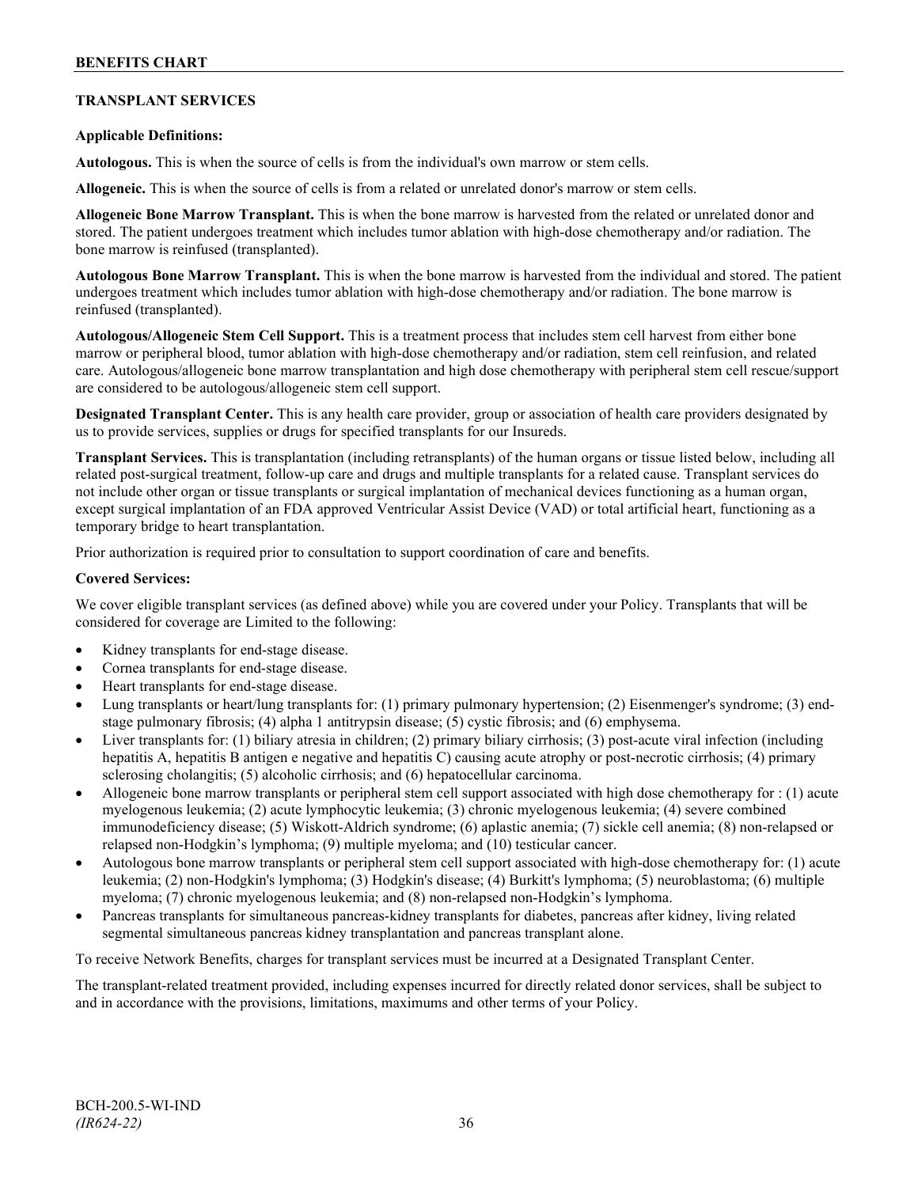## TRANSPLANT SERVICES

**Applicable Definitions:**

**Autologous.** This is when the source of cells is from the individual's own marrow or stem cells.

**Allogeneic.** This is when the source of cells is from a related or unrelated donor's marrow or stem cells.

**Allogeneic Bone Marrow Transplant.** This is when the bone marrow is harvested from the related or unrelated donor and stored. The patient undergoes treatment which includes tumor ablation with high-dose chemotherapy and/or radiation. The bone marrow is reinfused (transplanted).

**Autologous Bone Marrow Transplant.** This is when the bone marrow is harvested from the individual and stored. The patient undergoes treatment which includes tumor ablation with high-dose chemotherapy and/or radiation. The bone marrow is reinfused (transplanted).

**Autologous/Allogeneic Stem Cell Support.** This is a treatment process that includes stem cell harvest from either bone marrow or peripheral blood, tumor ablation with high-dose chemotherapy and/or radiation, stem cell reinfusion, and related care. Autologous/allogeneic bone marrow transplantation and high dose chemotherapy with peripheral stem cell rescue/support are considered to be autologous/allogeneic stem cell support.

**Designated Transplant Center.** This is any health care provider, group or association of health care providers designated by us to provide services, supplies or drugs for specified transplants for our Insureds.

**Transplant Services.** This is transplantation (including retransplants) of the human organs or tissue listed below, including all related post-surgical treatment, follow-up care and drugs and multiple transplants for a related cause. Transplant services do not include other organ or tissue transplants or surgical implantation of mechanical devices functioning as a human organ, except surgical implantation of an FDA approved Ventricular Assist Device (VAD) or total artificial heart, functioning as a temporary bridge to heart transplantation.

Prior authorization is required prior to consultation to support coordination of care and benefits.

**Covered Services:**

We cover eligible transplant services (as defined above) while you are covered under your Policy. Transplants that will be considered for coverage are Limited to the following:

- Kidney transplants for end-stage disease.
- Cornea transplants for end-stage disease.
- Heart transplants for end-stage disease.
- Lung transplants or heart/lung transplants for: (1) primary pulmonary hypertension; (2) Eisenmenger's syndrome; (3) end-stage pulmonary fibrosis; (4) alpha 1 antitrypsin disease; (5) cystic fibrosis; and (6) emphysema.
- Liver transplants for: (1) biliary atresia in children; (2) primary biliary cirrhosis; (3) post-acute viral infection (including hepatitis A, hepatitis B antigen e negative and hepatitis C) causing acute atrophy or post-necrotic cirrhosis; (4) primary sclerosing cholangitis; (5) alcoholic cirrhosis; and (6) hepatocellular carcinoma.
- Allogeneic bone marrow transplants or peripheral stem cell support associated with high dose chemotherapy for : (1) acute myelogenous leukemia; (2) acute lymphocytic leukemia; (3) chronic myelogenous leukemia; (4) severe combined immunodeficiency disease; (5) Wiskott-Aldrich syndrome; (6) aplastic anemia; (7) sickle cell anemia; (8) non-relapsed or relapsed non-Hodgkin's lymphoma; (9) multiple myeloma; and (10) testicular cancer.
- Autologous bone marrow transplants or peripheral stem cell support associated with high-dose chemotherapy for: (1) acute leukemia; (2) non-Hodgkin's lymphoma; (3) Hodgkin's disease; (4) Burkitt's lymphoma; (5) neuroblastoma; (6) multiple myeloma; (7) chronic myelogenous leukemia; and (8) non-relapsed non-Hodgkin's lymphoma.
- Pancreas transplants for simultaneous pancreas-kidney transplants for diabetes, pancreas after kidney, living related segmental simultaneous pancreas kidney transplantation and pancreas transplant alone.

To receive Network Benefits, charges for transplant services must be incurred at a Designated Transplant Center.

The transplant-related treatment provided, including expenses incurred for directly related donor services, shall be subject to and in accordance with the provisions, limitations, maximums and other terms of your Policy.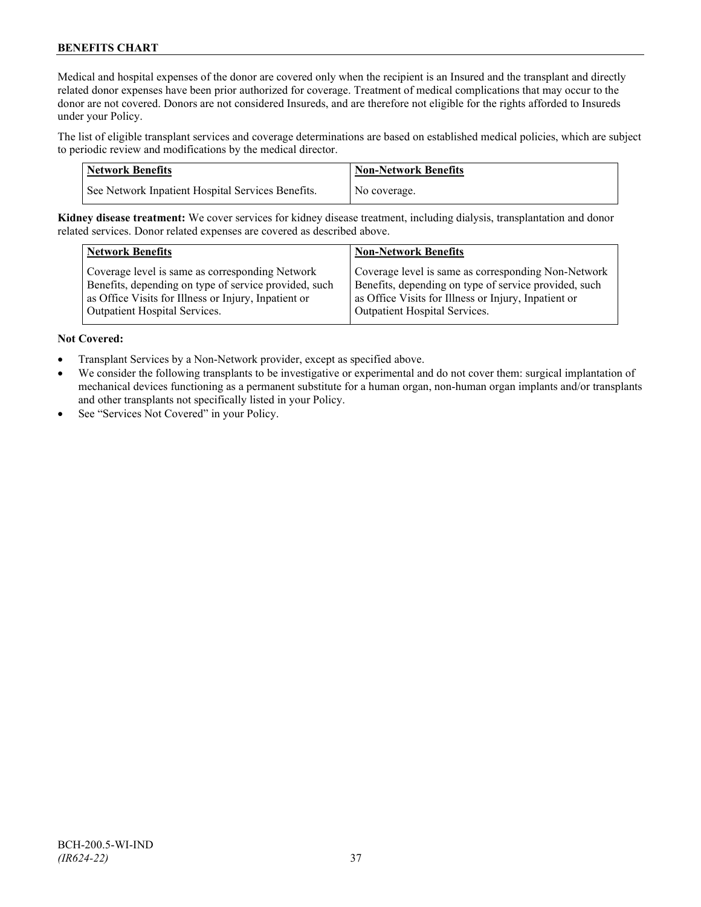Medical and hospital expenses of the donor are covered only when the recipient is an Insured and the transplant and directly related donor expenses have been prior authorized for coverage. Treatment of medical complications that may occur to the donor are not covered. Donors are not considered Insureds, and are therefore not eligible for the rights afforded to Insureds under your Policy.

The list of eligible transplant services and coverage determinations are based on established medical policies, which are subject to periodic review and modifications by the medical director.

| Network Benefits | Non-Network Benefits |
|---|---|
| See Network Inpatient Hospital Services Benefits. | No coverage. |

**Kidney disease treatment:** We cover services for kidney disease treatment, including dialysis, transplantation and donor related services. Donor related expenses are covered as described above.

| Network Benefits | Non-Network Benefits |
|---|---|
| Coverage level is same as corresponding Network Benefits, depending on type of service provided, such as Office Visits for Illness or Injury, Inpatient or Outpatient Hospital Services. | Coverage level is same as corresponding Non-Network Benefits, depending on type of service provided, such as Office Visits for Illness or Injury, Inpatient or Outpatient Hospital Services. |

**Not Covered:**

- Transplant Services by a Non-Network provider, except as specified above.
- We consider the following transplants to be investigative or experimental and do not cover them: surgical implantation of mechanical devices functioning as a permanent substitute for a human organ, non-human organ implants and/or transplants and other transplants not specifically listed in your Policy.
- See "Services Not Covered" in your Policy.

BCH-200.5-WI-IND
*(IR624-22)*